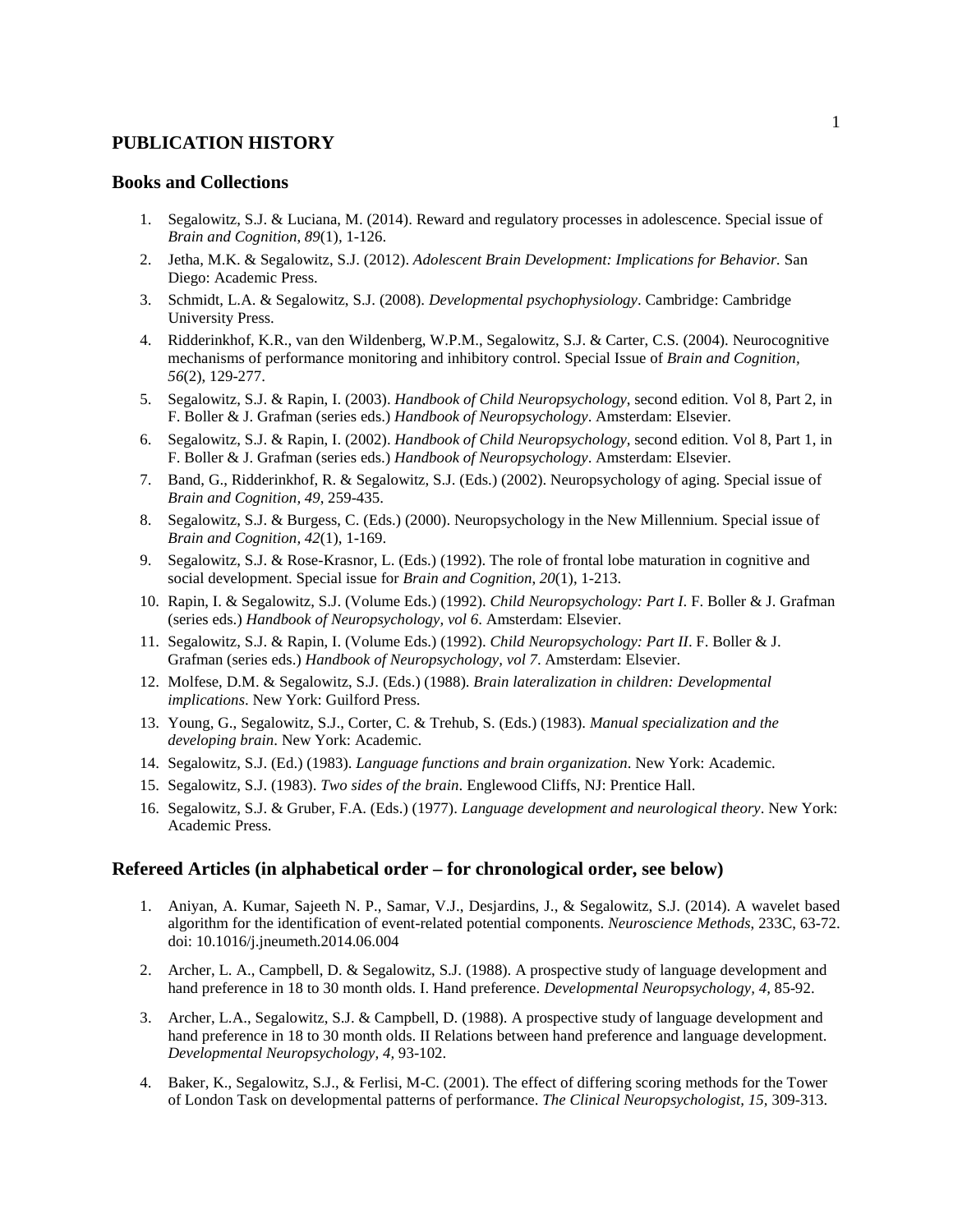# PUBLICATION HISTORY

## Books and Collections

1. Segalowitz, S.J. & Luciana, M. (2014). Reward and regulatory processes in adolescence. Special issue of *Brain and Cognition*, *89*(1), 1-126.
2. Jetha, M.K. & Segalowitz, S.J. (2012). *Adolescent Brain Development: Implications for Behavior.* San Diego: Academic Press.
3. Schmidt, L.A. & Segalowitz, S.J. (2008). *Developmental psychophysiology*. Cambridge: Cambridge University Press.
4. Ridderinkhof, K.R., van den Wildenberg, W.P.M., Segalowitz, S.J. & Carter, C.S. (2004). Neurocognitive mechanisms of performance monitoring and inhibitory control. Special Issue of *Brain and Cognition*, *56*(2), 129-277.
5. Segalowitz, S.J. & Rapin, I. (2003). *Handbook of Child Neuropsychology*, second edition. Vol 8, Part 2, in F. Boller & J. Grafman (series eds.) *Handbook of Neuropsychology*. Amsterdam: Elsevier.
6. Segalowitz, S.J. & Rapin, I. (2002). *Handbook of Child Neuropsychology*, second edition. Vol 8, Part 1, in F. Boller & J. Grafman (series eds.) *Handbook of Neuropsychology*. Amsterdam: Elsevier.
7. Band, G., Ridderinkhof, R. & Segalowitz, S.J. (Eds.) (2002). Neuropsychology of aging. Special issue of *Brain and Cognition*, *49*, 259-435.
8. Segalowitz, S.J. & Burgess, C. (Eds.) (2000). Neuropsychology in the New Millennium. Special issue of *Brain and Cognition*, *42*(1), 1-169.
9. Segalowitz, S.J. & Rose-Krasnor, L. (Eds.) (1992). The role of frontal lobe maturation in cognitive and social development. Special issue for *Brain and Cognition*, *20*(1), 1-213.
10. Rapin, I. & Segalowitz, S.J. (Volume Eds.) (1992). *Child Neuropsychology: Part I*. F. Boller & J. Grafman (series eds.) *Handbook of Neuropsychology, vol 6*. Amsterdam: Elsevier.
11. Segalowitz, S.J. & Rapin, I. (Volume Eds.) (1992). *Child Neuropsychology: Part II*. F. Boller & J. Grafman (series eds.) *Handbook of Neuropsychology, vol 7*. Amsterdam: Elsevier.
12. Molfese, D.M. & Segalowitz, S.J. (Eds.) (1988). *Brain lateralization in children: Developmental implications*. New York: Guilford Press.
13. Young, G., Segalowitz, S.J., Corter, C. & Trehub, S. (Eds.) (1983). *Manual specialization and the developing brain*. New York: Academic.
14. Segalowitz, S.J. (Ed.) (1983). *Language functions and brain organization*. New York: Academic.
15. Segalowitz, S.J. (1983). *Two sides of the brain*. Englewood Cliffs, NJ: Prentice Hall.
16. Segalowitz, S.J. & Gruber, F.A. (Eds.) (1977). *Language development and neurological theory*. New York: Academic Press.

## Refereed Articles (in alphabetical order – for chronological order, see below)

1. Aniyan, A. Kumar, Sajeeth N. P., Samar, V.J., Desjardins, J., & Segalowitz, S.J. (2014). A wavelet based algorithm for the identification of event-related potential components. *Neuroscience Methods*, 233C, 63-72. doi: 10.1016/j.jneumeth.2014.06.004

2. Archer, L. A., Campbell, D. & Segalowitz, S.J. (1988). A prospective study of language development and hand preference in 18 to 30 month olds. I. Hand preference. *Developmental Neuropsychology, 4,* 85-92.

3. Archer, L.A., Segalowitz, S.J. & Campbell, D. (1988). A prospective study of language development and hand preference in 18 to 30 month olds. II Relations between hand preference and language development. *Developmental Neuropsychology, 4,* 93-102.

4. Baker, K., Segalowitz, S.J., & Ferlisi, M-C. (2001). The effect of differing scoring methods for the Tower of London Task on developmental patterns of performance. *The Clinical Neuropsychologist, 15,* 309-313.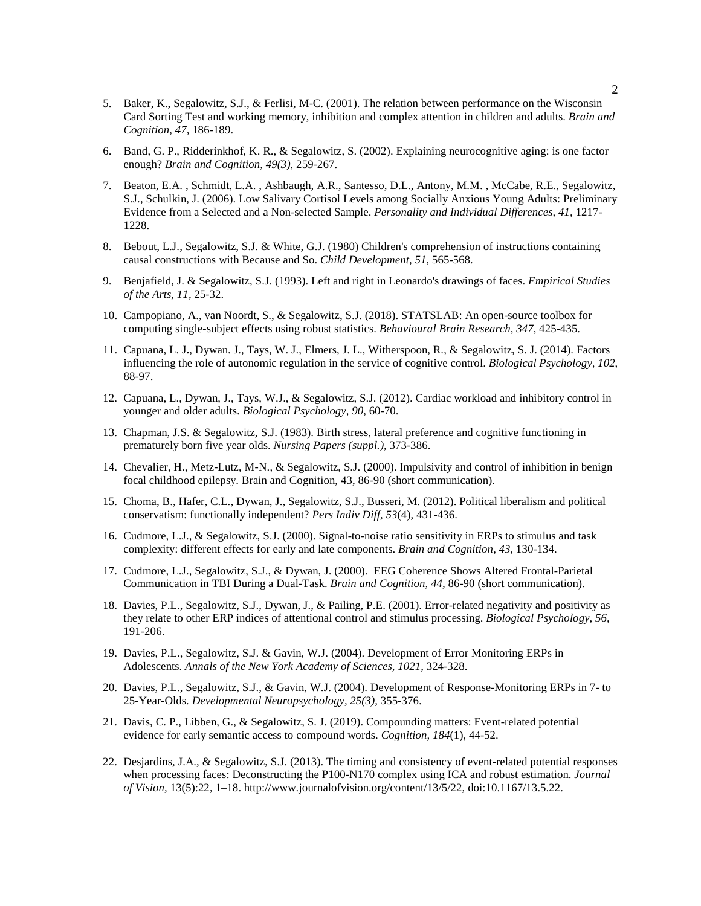5. Baker, K., Segalowitz, S.J., & Ferlisi, M-C. (2001). The relation between performance on the Wisconsin Card Sorting Test and working memory, inhibition and complex attention in children and adults. *Brain and Cognition, 47,* 186-189.

6. Band, G. P., Ridderinkhof, K. R., & Segalowitz, S. (2002). Explaining neurocognitive aging: is one factor enough? *Brain and Cognition, 49(3),* 259-267.

7. Beaton, E.A. , Schmidt, L.A. , Ashbaugh, A.R., Santesso, D.L., Antony, M.M. , McCabe, R.E., Segalowitz, S.J., Schulkin, J. (2006). Low Salivary Cortisol Levels among Socially Anxious Young Adults: Preliminary Evidence from a Selected and a Non-selected Sample. *Personality and Individual Differences, 41,* 1217-1228.

8. Bebout, L.J., Segalowitz, S.J. & White, G.J. (1980) Children's comprehension of instructions containing causal constructions with Because and So. *Child Development, 51,* 565-568.

9. Benjafield, J. & Segalowitz, S.J. (1993). Left and right in Leonardo's drawings of faces. *Empirical Studies of the Arts, 11,* 25-32.

10. Campopiano, A., van Noordt, S., & Segalowitz, S.J. (2018). STATSLAB: An open-source toolbox for computing single-subject effects using robust statistics. *Behavioural Brain Research, 347,* 425-435.

11. Capuana, L. J**.**, Dywan. J., Tays, W. J., Elmers, J. L., Witherspoon, R., & Segalowitz, S. J. (2014). Factors influencing the role of autonomic regulation in the service of cognitive control. *Biological Psychology, 102,* 88-97.

12. Capuana, L., Dywan, J., Tays, W.J., & Segalowitz, S.J. (2012). Cardiac workload and inhibitory control in younger and older adults. *Biological Psychology, 90,* 60-70.

13. Chapman, J.S. & Segalowitz, S.J. (1983). Birth stress, lateral preference and cognitive functioning in prematurely born five year olds. *Nursing Papers (suppl.),* 373-386.

14. Chevalier, H., Metz-Lutz, M-N., & Segalowitz, S.J. (2000). Impulsivity and control of inhibition in benign focal childhood epilepsy. Brain and Cognition, 43, 86-90 (short communication).

15. Choma, B., Hafer, C.L., Dywan, J., Segalowitz, S.J., Busseri, M. (2012). Political liberalism and political conservatism: functionally independent? *Pers Indiv Diff, 53*(4), 431-436.

16. Cudmore, L.J., & Segalowitz, S.J. (2000). Signal-to-noise ratio sensitivity in ERPs to stimulus and task complexity: different effects for early and late components. *Brain and Cognition, 43,* 130-134.

17. Cudmore, L.J., Segalowitz, S.J., & Dywan, J. (2000). EEG Coherence Shows Altered Frontal-Parietal Communication in TBI During a Dual-Task. *Brain and Cognition, 44,* 86-90 (short communication).

18. Davies, P.L., Segalowitz, S.J., Dywan, J., & Pailing, P.E. (2001). Error-related negativity and positivity as they relate to other ERP indices of attentional control and stimulus processing. *Biological Psychology, 56,* 191-206.

19. Davies, P.L., Segalowitz, S.J. & Gavin, W.J. (2004). Development of Error Monitoring ERPs in Adolescents. *Annals of the New York Academy of Sciences, 1021,* 324-328.

20. Davies, P.L., Segalowitz, S.J., & Gavin, W.J. (2004). Development of Response-Monitoring ERPs in 7- to 25-Year-Olds. *Developmental Neuropsychology, 25(3),* 355-376.

21. Davis, C. P., Libben, G., & Segalowitz, S. J. (2019). Compounding matters: Event-related potential evidence for early semantic access to compound words. *Cognition, 184*(1), 44-52.

22. Desjardins, J.A., & Segalowitz, S.J. (2013). The timing and consistency of event-related potential responses when processing faces: Deconstructing the P100-N170 complex using ICA and robust estimation. *Journal of Vision*, 13(5):22, 1–18. http://www.journalofvision.org/content/13/5/22, doi:10.1167/13.5.22.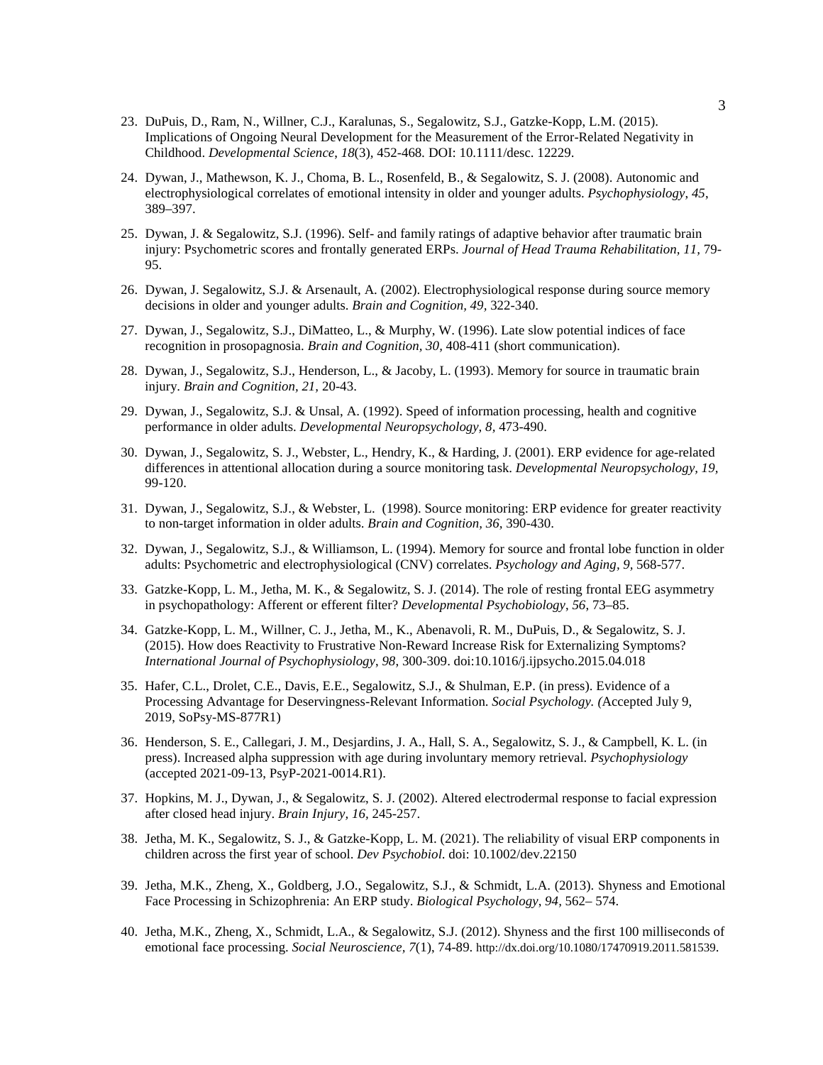23. DuPuis, D., Ram, N., Willner, C.J., Karalunas, S., Segalowitz, S.J., Gatzke-Kopp, L.M. (2015). Implications of Ongoing Neural Development for the Measurement of the Error-Related Negativity in Childhood. *Developmental Science*, *18*(3), 452-468. DOI: 10.1111/desc. 12229.

24. Dywan, J., Mathewson, K. J., Choma, B. L., Rosenfeld, B., & Segalowitz, S. J. (2008). Autonomic and electrophysiological correlates of emotional intensity in older and younger adults. *Psychophysiology*, *45*, 389–397.

25. Dywan, J. & Segalowitz, S.J. (1996). Self- and family ratings of adaptive behavior after traumatic brain injury: Psychometric scores and frontally generated ERPs. *Journal of Head Trauma Rehabilitation, 11*, 79-95.

26. Dywan, J. Segalowitz, S.J. & Arsenault, A. (2002). Electrophysiological response during source memory decisions in older and younger adults. *Brain and Cognition, 49*, 322-340.

27. Dywan, J., Segalowitz, S.J., DiMatteo, L., & Murphy, W. (1996). Late slow potential indices of face recognition in prosopagnosia. *Brain and Cognition, 30*, 408-411 (short communication).

28. Dywan, J., Segalowitz, S.J., Henderson, L., & Jacoby, L. (1993). Memory for source in traumatic brain injury. *Brain and Cognition, 21*, 20-43.

29. Dywan, J., Segalowitz, S.J. & Unsal, A. (1992). Speed of information processing, health and cognitive performance in older adults. *Developmental Neuropsychology, 8*, 473-490.

30. Dywan, J., Segalowitz, S. J., Webster, L., Hendry, K., & Harding, J. (2001). ERP evidence for age-related differences in attentional allocation during a source monitoring task. *Developmental Neuropsychology, 19*, 99-120.

31. Dywan, J., Segalowitz, S.J., & Webster, L. (1998). Source monitoring: ERP evidence for greater reactivity to non-target information in older adults. *Brain and Cognition, 36*, 390-430.

32. Dywan, J., Segalowitz, S.J., & Williamson, L. (1994). Memory for source and frontal lobe function in older adults: Psychometric and electrophysiological (CNV) correlates. *Psychology and Aging, 9*, 568-577.

33. Gatzke-Kopp, L. M., Jetha, M. K., & Segalowitz, S. J. (2014). The role of resting frontal EEG asymmetry in psychopathology: Afferent or efferent filter? *Developmental Psychobiology, 56*, 73–85.

34. Gatzke-Kopp, L. M., Willner, C. J., Jetha, M., K., Abenavoli, R. M., DuPuis, D., & Segalowitz, S. J. (2015). How does Reactivity to Frustrative Non-Reward Increase Risk for Externalizing Symptoms? *International Journal of Psychophysiology*, *98*, 300-309. doi:10.1016/j.ijpsycho.2015.04.018

35. Hafer, C.L., Drolet, C.E., Davis, E.E., Segalowitz, S.J., & Shulman, E.P. (in press). Evidence of a Processing Advantage for Deservingness-Relevant Information. *Social Psychology. (*Accepted July 9, 2019, SoPsy-MS-877R1)

36. Henderson, S. E., Callegari, J. M., Desjardins, J. A., Hall, S. A., Segalowitz, S. J., & Campbell, K. L. (in press). Increased alpha suppression with age during involuntary memory retrieval. *Psychophysiology* (accepted 2021-09-13, PsyP-2021-0014.R1).

37. Hopkins, M. J., Dywan, J., & Segalowitz, S. J. (2002). Altered electrodermal response to facial expression after closed head injury. *Brain Injury, 16*, 245-257.

38. Jetha, M. K., Segalowitz, S. J., & Gatzke-Kopp, L. M. (2021). The reliability of visual ERP components in children across the first year of school. *Dev Psychobiol*. doi: 10.1002/dev.22150

39. Jetha, M.K., Zheng, X., Goldberg, J.O., Segalowitz, S.J., & Schmidt, L.A. (2013). Shyness and Emotional Face Processing in Schizophrenia: An ERP study. *Biological Psychology*, *94*, 562– 574.

40. Jetha, M.K., Zheng, X., Schmidt, L.A., & Segalowitz, S.J. (2012). Shyness and the first 100 milliseconds of emotional face processing. *Social Neuroscience, 7*(1), 74-89. http://dx.doi.org/10.1080/17470919.2011.581539.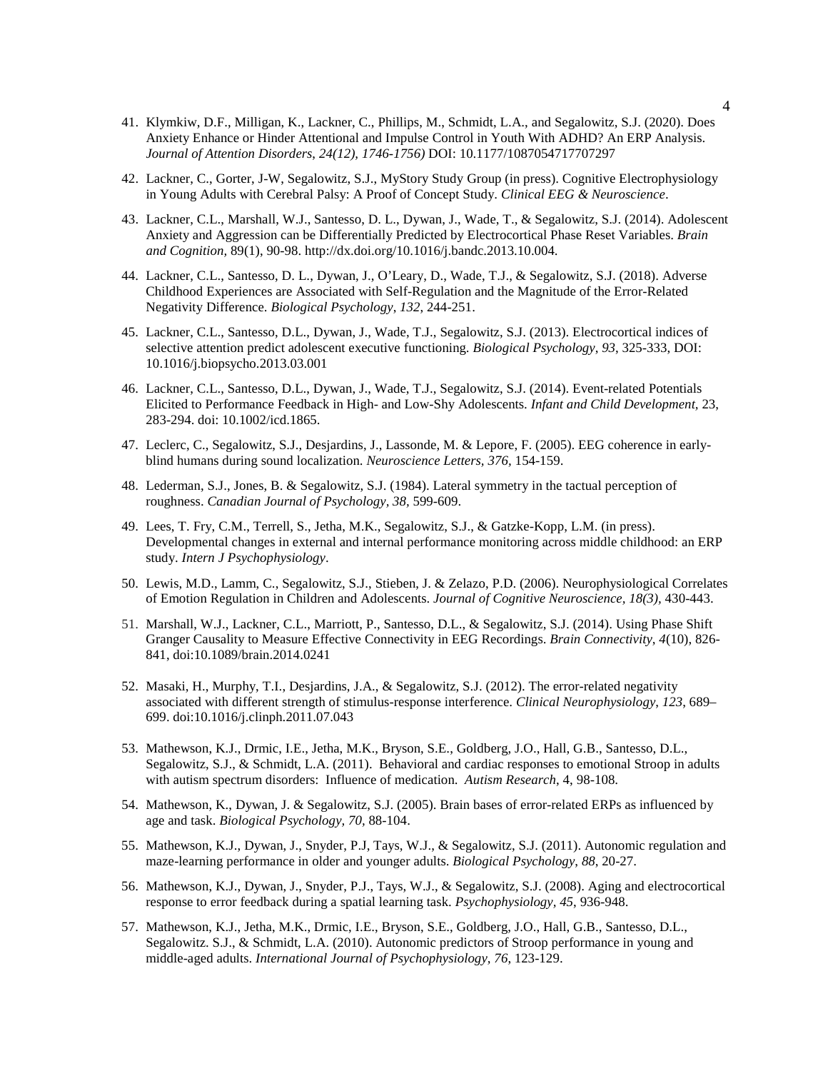41. Klymkiw, D.F., Milligan, K., Lackner, C., Phillips, M., Schmidt, L.A., and Segalowitz, S.J. (2020). Does Anxiety Enhance or Hinder Attentional and Impulse Control in Youth With ADHD? An ERP Analysis. *Journal of Attention Disorders, 24(12), 1746-1756)* DOI: 10.1177/1087054717707297

42. Lackner, C., Gorter, J-W, Segalowitz, S.J., MyStory Study Group (in press). Cognitive Electrophysiology in Young Adults with Cerebral Palsy: A Proof of Concept Study. *Clinical EEG & Neuroscience*.

43. Lackner, C.L., Marshall, W.J., Santesso, D. L., Dywan, J., Wade, T., & Segalowitz, S.J. (2014). Adolescent Anxiety and Aggression can be Differentially Predicted by Electrocortical Phase Reset Variables. *Brain and Cognition*, 89(1), 90-98. http://dx.doi.org/10.1016/j.bandc.2013.10.004.

44. Lackner, C.L., Santesso, D. L., Dywan, J., O'Leary, D., Wade, T.J., & Segalowitz, S.J. (2018). Adverse Childhood Experiences are Associated with Self-Regulation and the Magnitude of the Error-Related Negativity Difference. *Biological Psychology, 132*, 244-251.

45. Lackner, C.L., Santesso, D.L., Dywan, J., Wade, T.J., Segalowitz, S.J. (2013). Electrocortical indices of selective attention predict adolescent executive functioning. *Biological Psychology, 93*, 325-333, DOI: 10.1016/j.biopsycho.2013.03.001

46. Lackner, C.L., Santesso, D.L., Dywan, J., Wade, T.J., Segalowitz, S.J. (2014). Event-related Potentials Elicited to Performance Feedback in High- and Low-Shy Adolescents. *Infant and Child Development,* 23, 283-294. doi: 10.1002/icd.1865.

47. Leclerc, C., Segalowitz, S.J., Desjardins, J., Lassonde, M. & Lepore, F. (2005). EEG coherence in early-blind humans during sound localization. *Neuroscience Letters, 376*, 154-159.

48. Lederman, S.J., Jones, B. & Segalowitz, S.J. (1984). Lateral symmetry in the tactual perception of roughness. *Canadian Journal of Psychology, 38*, 599-609.

49. Lees, T. Fry, C.M., Terrell, S., Jetha, M.K., Segalowitz, S.J., & Gatzke-Kopp, L.M. (in press). Developmental changes in external and internal performance monitoring across middle childhood: an ERP study. *Intern J Psychophysiology*.

50. Lewis, M.D., Lamm, C., Segalowitz, S.J., Stieben, J. & Zelazo, P.D. (2006). Neurophysiological Correlates of Emotion Regulation in Children and Adolescents. *Journal of Cognitive Neuroscience, 18(3)*, 430-443.

51. Marshall, W.J., Lackner, C.L., Marriott, P., Santesso, D.L., & Segalowitz, S.J. (2014). Using Phase Shift Granger Causality to Measure Effective Connectivity in EEG Recordings. *Brain Connectivity, 4*(10), 826-841, doi:10.1089/brain.2014.0241

52. Masaki, H., Murphy, T.I., Desjardins, J.A., & Segalowitz, S.J. (2012). The error-related negativity associated with different strength of stimulus-response interference. *Clinical Neurophysiology, 123*, 689–699. doi:10.1016/j.clinph.2011.07.043

53. Mathewson, K.J., Drmic, I.E., Jetha, M.K., Bryson, S.E., Goldberg, J.O., Hall, G.B., Santesso, D.L., Segalowitz, S.J., & Schmidt, L.A. (2011). Behavioral and cardiac responses to emotional Stroop in adults with autism spectrum disorders: Influence of medication. *Autism Research*, 4, 98-108.

54. Mathewson, K., Dywan, J. & Segalowitz, S.J. (2005). Brain bases of error-related ERPs as influenced by age and task. *Biological Psychology, 70,* 88-104.

55. Mathewson, K.J., Dywan, J., Snyder, P.J, Tays, W.J., & Segalowitz, S.J. (2011). Autonomic regulation and maze-learning performance in older and younger adults. *Biological Psychology, 88*, 20-27.

56. Mathewson, K.J., Dywan, J., Snyder, P.J., Tays, W.J., & Segalowitz, S.J. (2008). Aging and electrocortical response to error feedback during a spatial learning task. *Psychophysiology, 45*, 936-948.

57. Mathewson, K.J., Jetha, M.K., Drmic, I.E., Bryson, S.E., Goldberg, J.O., Hall, G.B., Santesso, D.L., Segalowitz. S.J., & Schmidt, L.A. (2010). Autonomic predictors of Stroop performance in young and middle-aged adults. *International Journal of Psychophysiology, 76*, 123-129.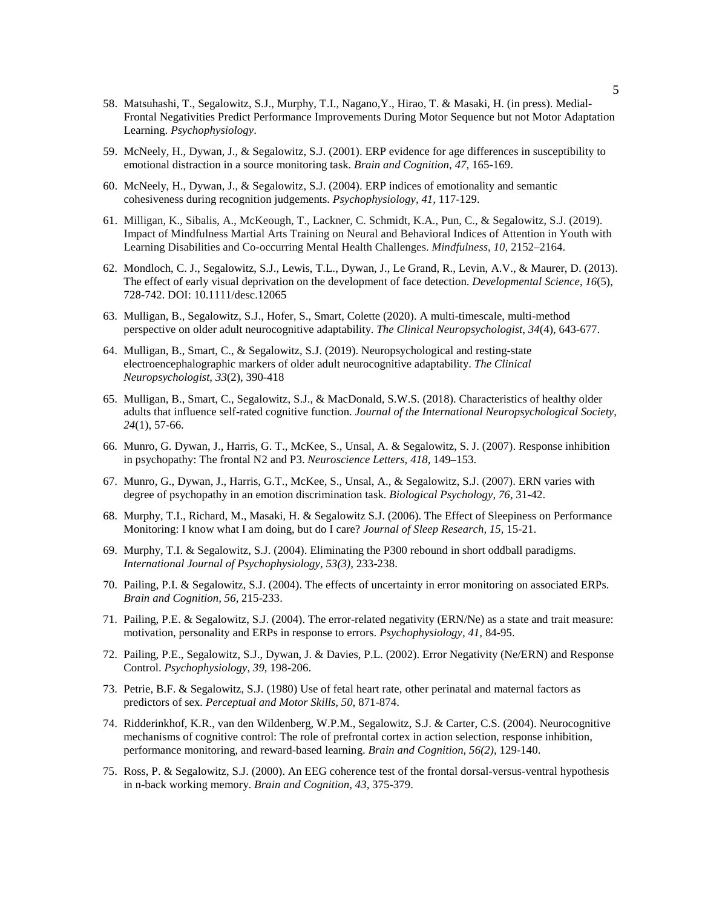58. Matsuhashi, T., Segalowitz, S.J., Murphy, T.I., Nagano,Y., Hirao, T. & Masaki, H. (in press). Medial-Frontal Negativities Predict Performance Improvements During Motor Sequence but not Motor Adaptation Learning. *Psychophysiology*.

59. McNeely, H., Dywan, J., & Segalowitz, S.J. (2001). ERP evidence for age differences in susceptibility to emotional distraction in a source monitoring task. *Brain and Cognition, 47,* 165-169.

60. McNeely, H., Dywan, J., & Segalowitz, S.J. (2004). ERP indices of emotionality and semantic cohesiveness during recognition judgements. *Psychophysiology, 41,* 117-129.

61. Milligan, K., Sibalis, A., McKeough, T., Lackner, C. Schmidt, K.A., Pun, C., & Segalowitz, S.J. (2019). Impact of Mindfulness Martial Arts Training on Neural and Behavioral Indices of Attention in Youth with Learning Disabilities and Co-occurring Mental Health Challenges. *Mindfulness*, *10*, 2152–2164.

62. Mondloch, C. J., Segalowitz, S.J., Lewis, T.L., Dywan, J., Le Grand, R., Levin, A.V., & Maurer, D. (2013). The effect of early visual deprivation on the development of face detection. *Developmental Science*, *16*(5), 728-742. DOI: 10.1111/desc.12065

63. Mulligan, B., Segalowitz, S.J., Hofer, S., Smart, Colette (2020). A multi-timescale, multi-method perspective on older adult neurocognitive adaptability. *The Clinical Neuropsychologist*, *34*(4), 643-677.

64. Mulligan, B., Smart, C., & Segalowitz, S.J. (2019). Neuropsychological and resting-state electroencephalographic markers of older adult neurocognitive adaptability. *The Clinical Neuropsychologist*, *33*(2), 390-418

65. Mulligan, B., Smart, C., Segalowitz, S.J., & MacDonald, S.W.S. (2018). Characteristics of healthy older adults that influence self-rated cognitive function. *Journal of the International Neuropsychological Society*, *24*(1), 57-66.

66. Munro, G. Dywan, J., Harris, G. T., McKee, S., Unsal, A. & Segalowitz, S. J. (2007). Response inhibition in psychopathy: The frontal N2 and P3. *Neuroscience Letters, 418,* 149–153.

67. Munro, G., Dywan, J., Harris, G.T., McKee, S., Unsal, A., & Segalowitz, S.J. (2007). ERN varies with degree of psychopathy in an emotion discrimination task. *Biological Psychology*, *76*, 31-42.

68. Murphy, T.I., Richard, M., Masaki, H. & Segalowitz S.J. (2006). The Effect of Sleepiness on Performance Monitoring: I know what I am doing, but do I care? *Journal of Sleep Research, 15,* 15-21.

69. Murphy, T.I. & Segalowitz, S.J. (2004). Eliminating the P300 rebound in short oddball paradigms. *International Journal of Psychophysiology, 53(3),* 233-238.

70. Pailing, P.I. & Segalowitz, S.J. (2004). The effects of uncertainty in error monitoring on associated ERPs. *Brain and Cognition, 56,* 215-233.

71. Pailing, P.E. & Segalowitz, S.J. (2004). The error-related negativity (ERN/Ne) as a state and trait measure: motivation, personality and ERPs in response to errors. *Psychophysiology, 41,* 84-95.

72. Pailing, P.E., Segalowitz, S.J., Dywan, J. & Davies, P.L. (2002). Error Negativity (Ne/ERN) and Response Control. *Psychophysiology, 39,* 198-206.

73. Petrie, B.F. & Segalowitz, S.J. (1980) Use of fetal heart rate, other perinatal and maternal factors as predictors of sex. *Perceptual and Motor Skills, 50,* 871-874.

74. Ridderinkhof, K.R., van den Wildenberg, W.P.M., Segalowitz, S.J. & Carter, C.S. (2004). Neurocognitive mechanisms of cognitive control: The role of prefrontal cortex in action selection, response inhibition, performance monitoring, and reward-based learning. *Brain and Cognition*, *56(2),* 129-140.

75. Ross, P. & Segalowitz, S.J. (2000). An EEG coherence test of the frontal dorsal-versus-ventral hypothesis in n-back working memory. *Brain and Cognition, 43,* 375-379.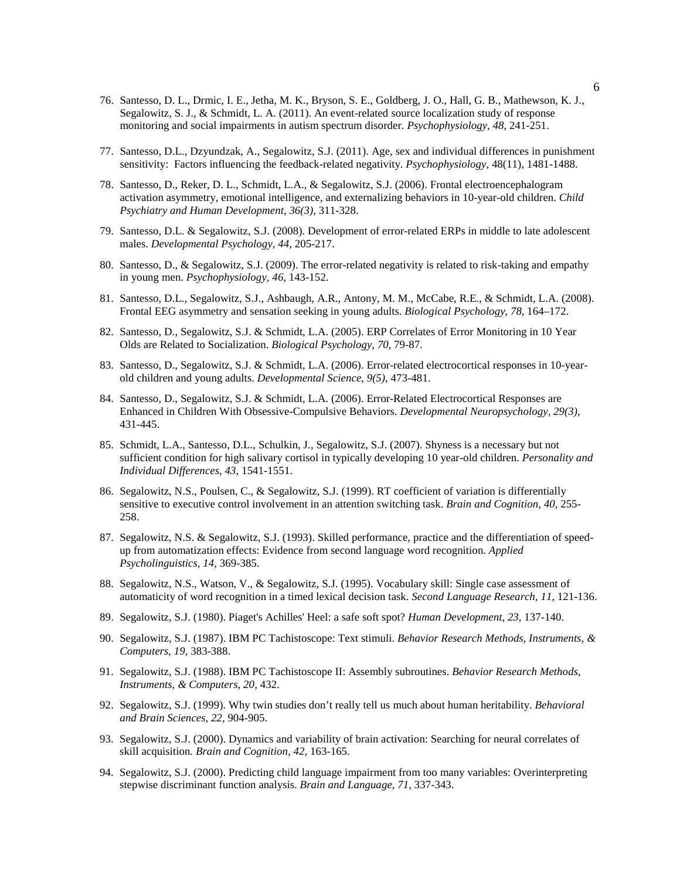76. Santesso, D. L., Drmic, I. E., Jetha, M. K., Bryson, S. E., Goldberg, J. O., Hall, G. B., Mathewson, K. J., Segalowitz, S. J., & Schmidt, L. A. (2011). An event-related source localization study of response monitoring and social impairments in autism spectrum disorder. *Psychophysiology, 48*, 241-251.

77. Santesso, D.L., Dzyundzak, A., Segalowitz, S.J. (2011). Age, sex and individual differences in punishment sensitivity: Factors influencing the feedback-related negativity. *Psychophysiology*, 48(11), 1481-1488.

78. Santesso, D., Reker, D. L., Schmidt, L.A., & Segalowitz, S.J. (2006). Frontal electroencephalogram activation asymmetry, emotional intelligence, and externalizing behaviors in 10-year-old children. *Child Psychiatry and Human Development, 36(3),* 311-328.

79. Santesso, D.L. & Segalowitz, S.J. (2008). Development of error-related ERPs in middle to late adolescent males. *Developmental Psychology, 44,* 205-217.

80. Santesso, D., & Segalowitz, S.J. (2009). The error-related negativity is related to risk-taking and empathy in young men. *Psychophysiology, 46*, 143-152.

81. Santesso, D.L., Segalowitz, S.J., Ashbaugh, A.R., Antony, M. M., McCabe, R.E., & Schmidt, L.A. (2008). Frontal EEG asymmetry and sensation seeking in young adults. *Biological Psychology, 78*, 164–172.

82. Santesso, D., Segalowitz, S.J. & Schmidt, L.A. (2005). ERP Correlates of Error Monitoring in 10 Year Olds are Related to Socialization. *Biological Psychology, 70,* 79-87.

83. Santesso, D., Segalowitz, S.J. & Schmidt, L.A. (2006). Error-related electrocortical responses in 10-year-old children and young adults. *Developmental Science, 9(5),* 473-481.

84. Santesso, D., Segalowitz, S.J. & Schmidt, L.A. (2006). Error-Related Electrocortical Responses are Enhanced in Children With Obsessive-Compulsive Behaviors. *Developmental Neuropsychology, 29(3),* 431-445.

85. Schmidt, L.A., Santesso, D.L., Schulkin, J., Segalowitz, S.J. (2007). Shyness is a necessary but not sufficient condition for high salivary cortisol in typically developing 10 year-old children. *Personality and Individual Differences, 43,* 1541-1551.

86. Segalowitz, N.S., Poulsen, C., & Segalowitz, S.J. (1999). RT coefficient of variation is differentially sensitive to executive control involvement in an attention switching task. *Brain and Cognition, 40,* 255-258.

87. Segalowitz, N.S. & Segalowitz, S.J. (1993). Skilled performance, practice and the differentiation of speed-up from automatization effects: Evidence from second language word recognition. *Applied Psycholinguistics, 14,* 369-385.

88. Segalowitz, N.S., Watson, V., & Segalowitz, S.J. (1995). Vocabulary skill: Single case assessment of automaticity of word recognition in a timed lexical decision task. *Second Language Research, 11,* 121-136.

89. Segalowitz, S.J. (1980). Piaget's Achilles' Heel: a safe soft spot? *Human Development, 23*, 137-140.

90. Segalowitz, S.J. (1987). IBM PC Tachistoscope: Text stimuli. *Behavior Research Methods, Instruments, & Computers, 19,* 383-388.

91. Segalowitz, S.J. (1988). IBM PC Tachistoscope II: Assembly subroutines. *Behavior Research Methods, Instruments, & Computers, 20,* 432.

92. Segalowitz, S.J. (1999). Why twin studies don't really tell us much about human heritability. *Behavioral and Brain Sciences, 22,* 904-905.

93. Segalowitz, S.J. (2000). Dynamics and variability of brain activation: Searching for neural correlates of skill acquisition. *Brain and Cognition, 42,* 163-165.

94. Segalowitz, S.J. (2000). Predicting child language impairment from too many variables: Overinterpreting stepwise discriminant function analysis. *Brain and Language, 71,* 337-343.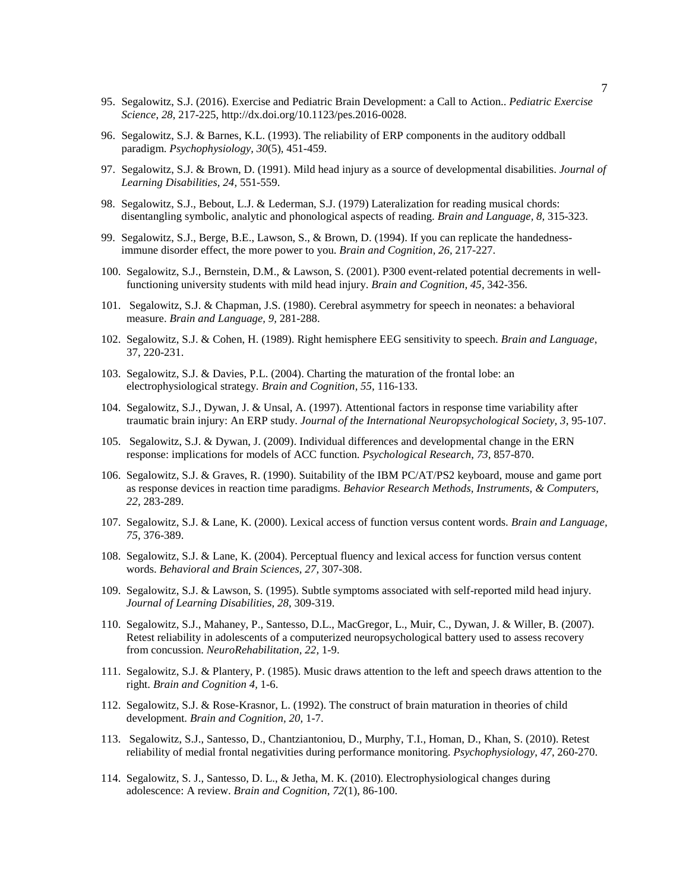95. Segalowitz, S.J. (2016). Exercise and Pediatric Brain Development: a Call to Action.. *Pediatric Exercise Science*, *28*, 217-225, http://dx.doi.org/10.1123/pes.2016-0028.

96. Segalowitz, S.J. & Barnes, K.L. (1993). The reliability of ERP components in the auditory oddball paradigm. *Psychophysiology, 30*(5), 451-459.

97. Segalowitz, S.J. & Brown, D. (1991). Mild head injury as a source of developmental disabilities. *Journal of Learning Disabilities, 24,* 551-559.

98. Segalowitz, S.J., Bebout, L.J. & Lederman, S.J. (1979) Lateralization for reading musical chords: disentangling symbolic, analytic and phonological aspects of reading. *Brain and Language, 8,* 315-323.

99. Segalowitz, S.J., Berge, B.E., Lawson, S., & Brown, D. (1994). If you can replicate the handedness-immune disorder effect, the more power to you. *Brain and Cognition, 26,* 217-227.

100. Segalowitz, S.J., Bernstein, D.M., & Lawson, S. (2001). P300 event-related potential decrements in well-functioning university students with mild head injury. *Brain and Cognition, 45,* 342-356.

101. Segalowitz, S.J. & Chapman, J.S. (1980). Cerebral asymmetry for speech in neonates: a behavioral measure. *Brain and Language, 9,* 281-288.

102. Segalowitz, S.J. & Cohen, H. (1989). Right hemisphere EEG sensitivity to speech. *Brain and Language*, 37, 220-231.

103. Segalowitz, S.J. & Davies, P.L. (2004). Charting the maturation of the frontal lobe: an electrophysiological strategy. *Brain and Cognition, 55,* 116-133.

104. Segalowitz, S.J., Dywan, J. & Unsal, A. (1997). Attentional factors in response time variability after traumatic brain injury: An ERP study. *Journal of the International Neuropsychological Society, 3,* 95-107.

105. Segalowitz, S.J. & Dywan, J. (2009). Individual differences and developmental change in the ERN response: implications for models of ACC function. *Psychological Research*, *73*, 857-870.

106. Segalowitz, S.J. & Graves, R. (1990). Suitability of the IBM PC/AT/PS2 keyboard, mouse and game port as response devices in reaction time paradigms. *Behavior Research Methods, Instruments, & Computers, 22,* 283-289.

107. Segalowitz, S.J. & Lane, K. (2000). Lexical access of function versus content words. *Brain and Language, 75,* 376-389.

108. Segalowitz, S.J. & Lane, K. (2004). Perceptual fluency and lexical access for function versus content words. *Behavioral and Brain Sciences*, *27,* 307-308.

109. Segalowitz, S.J. & Lawson, S. (1995). Subtle symptoms associated with self-reported mild head injury. *Journal of Learning Disabilities, 28,* 309-319.

110. Segalowitz, S.J., Mahaney, P., Santesso, D.L., MacGregor, L., Muir, C., Dywan, J. & Willer, B. (2007). Retest reliability in adolescents of a computerized neuropsychological battery used to assess recovery from concussion. *NeuroRehabilitation, 22,* 1-9.

111. Segalowitz, S.J. & Plantery, P. (1985). Music draws attention to the left and speech draws attention to the right. *Brain and Cognition 4,* 1-6.

112. Segalowitz, S.J. & Rose-Krasnor, L. (1992). The construct of brain maturation in theories of child development. *Brain and Cognition, 20,* 1-7.

113. Segalowitz, S.J., Santesso, D., Chantziantoniou, D., Murphy, T.I., Homan, D., Khan, S. (2010). Retest reliability of medial frontal negativities during performance monitoring. *Psychophysiology*, *47*, 260-270.

114. Segalowitz, S. J., Santesso, D. L., & Jetha, M. K. (2010). Electrophysiological changes during adolescence: A review. *Brain and Cognition*, *72*(1), 86-100.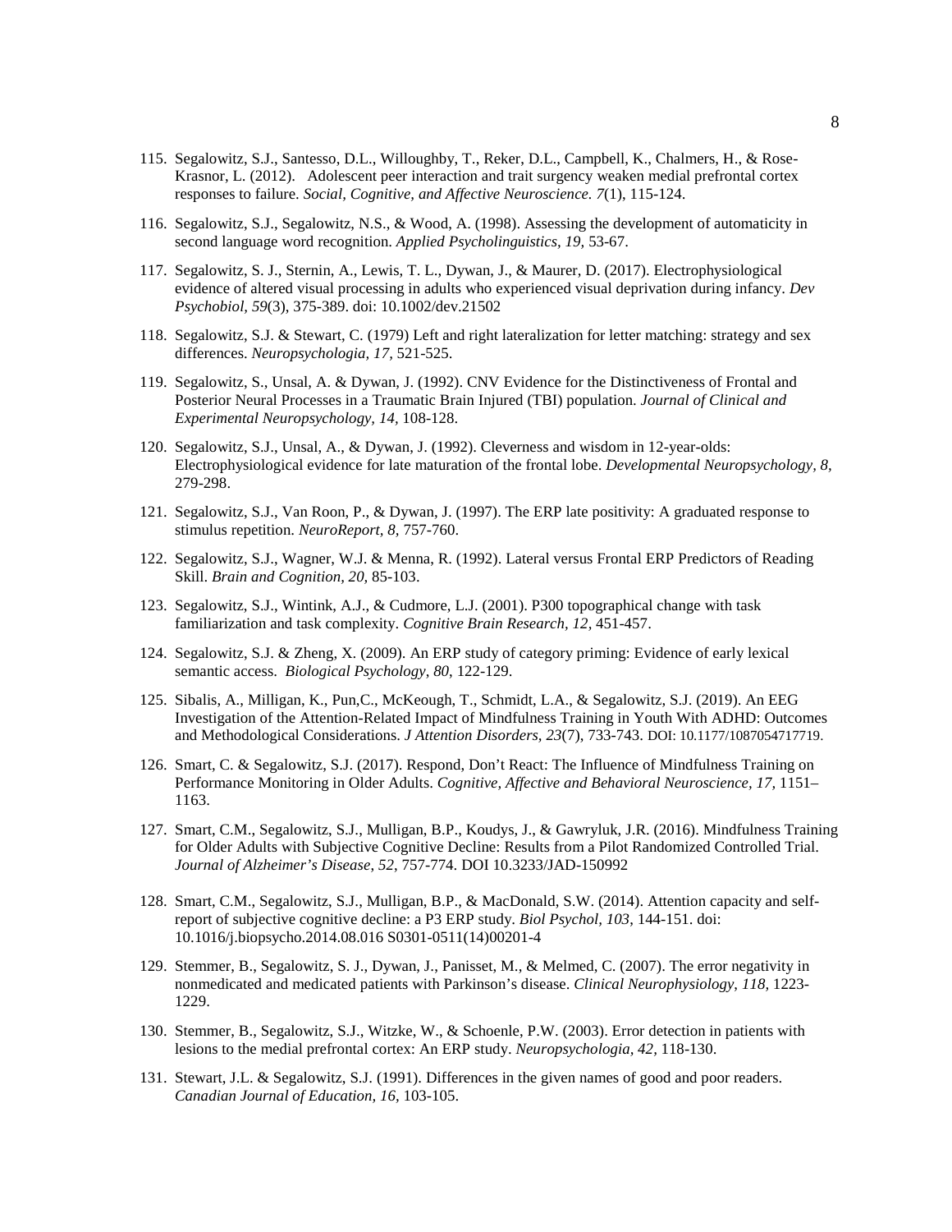115. Segalowitz, S.J., Santesso, D.L., Willoughby, T., Reker, D.L., Campbell, K., Chalmers, H., & Rose-Krasnor, L. (2012). Adolescent peer interaction and trait surgency weaken medial prefrontal cortex responses to failure. *Social, Cognitive, and Affective Neuroscience. 7*(1), 115-124.

116. Segalowitz, S.J., Segalowitz, N.S., & Wood, A. (1998). Assessing the development of automaticity in second language word recognition. *Applied Psycholinguistics, 19,* 53-67.

117. Segalowitz, S. J., Sternin, A., Lewis, T. L., Dywan, J., & Maurer, D. (2017). Electrophysiological evidence of altered visual processing in adults who experienced visual deprivation during infancy. *Dev Psychobiol, 59*(3), 375-389. doi: 10.1002/dev.21502

118. Segalowitz, S.J. & Stewart, C. (1979) Left and right lateralization for letter matching: strategy and sex differences. *Neuropsychologia, 17,* 521-525.

119. Segalowitz, S., Unsal, A. & Dywan, J. (1992). CNV Evidence for the Distinctiveness of Frontal and Posterior Neural Processes in a Traumatic Brain Injured (TBI) population. *Journal of Clinical and Experimental Neuropsychology, 14,* 108-128.

120. Segalowitz, S.J., Unsal, A., & Dywan, J. (1992). Cleverness and wisdom in 12-year-olds: Electrophysiological evidence for late maturation of the frontal lobe. *Developmental Neuropsychology, 8,* 279-298.

121. Segalowitz, S.J., Van Roon, P., & Dywan, J. (1997). The ERP late positivity: A graduated response to stimulus repetition. *NeuroReport, 8,* 757-760.

122. Segalowitz, S.J., Wagner, W.J. & Menna, R. (1992). Lateral versus Frontal ERP Predictors of Reading Skill. *Brain and Cognition, 20,* 85-103.

123. Segalowitz, S.J., Wintink, A.J., & Cudmore, L.J. (2001). P300 topographical change with task familiarization and task complexity. *Cognitive Brain Research, 12,* 451-457.

124. Segalowitz, S.J. & Zheng, X. (2009). An ERP study of category priming: Evidence of early lexical semantic access. *Biological Psychology, 80,* 122-129.

125. Sibalis, A., Milligan, K., Pun,C., McKeough, T., Schmidt, L.A., & Segalowitz, S.J. (2019). An EEG Investigation of the Attention-Related Impact of Mindfulness Training in Youth With ADHD: Outcomes and Methodological Considerations. *J Attention Disorders, 23*(7), 733-743. DOI: 10.1177/1087054717719.

126. Smart, C. & Segalowitz, S.J. (2017). Respond, Don't React: The Influence of Mindfulness Training on Performance Monitoring in Older Adults. *Cognitive, Affective and Behavioral Neuroscience, 17,* 1151–1163.

127. Smart, C.M., Segalowitz, S.J., Mulligan, B.P., Koudys, J., & Gawryluk, J.R. (2016). Mindfulness Training for Older Adults with Subjective Cognitive Decline: Results from a Pilot Randomized Controlled Trial. *Journal of Alzheimer's Disease, 52,* 757-774. DOI 10.3233/JAD-150992

128. Smart, C.M., Segalowitz, S.J., Mulligan, B.P., & MacDonald, S.W. (2014). Attention capacity and self-report of subjective cognitive decline: a P3 ERP study. *Biol Psychol, 103,* 144-151. doi: 10.1016/j.biopsycho.2014.08.016 S0301-0511(14)00201-4

129. Stemmer, B., Segalowitz, S. J., Dywan, J., Panisset, M., & Melmed, C. (2007). The error negativity in nonmedicated and medicated patients with Parkinson's disease. *Clinical Neurophysiology, 118,* 1223-1229.

130. Stemmer, B., Segalowitz, S.J., Witzke, W., & Schoenle, P.W. (2003). Error detection in patients with lesions to the medial prefrontal cortex: An ERP study. *Neuropsychologia, 42,* 118-130.

131. Stewart, J.L. & Segalowitz, S.J. (1991). Differences in the given names of good and poor readers. *Canadian Journal of Education, 16,* 103-105.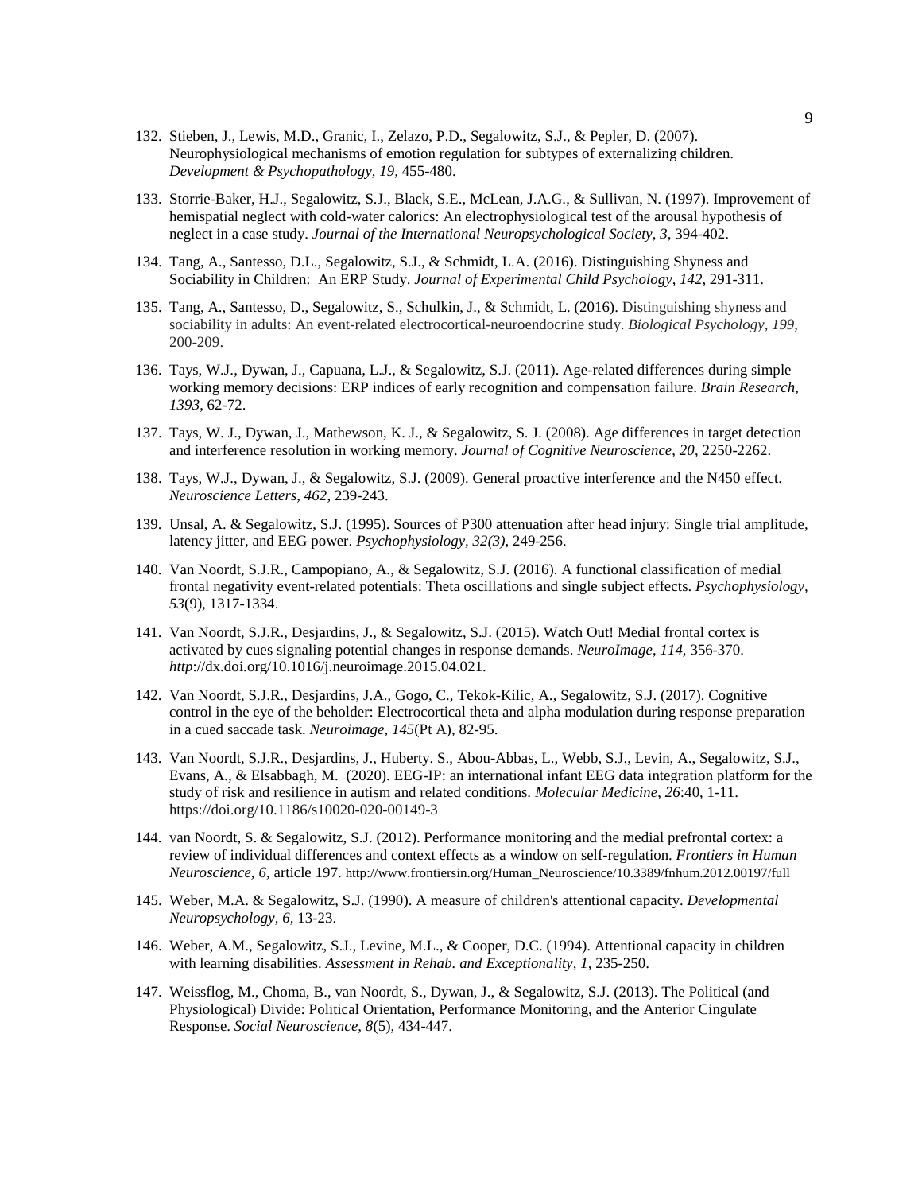132. Stieben, J., Lewis, M.D., Granic, I., Zelazo, P.D., Segalowitz, S.J., & Pepler, D. (2007). Neurophysiological mechanisms of emotion regulation for subtypes of externalizing children. *Development & Psychopathology, 19*, 455-480.

133. Storrie-Baker, H.J., Segalowitz, S.J., Black, S.E., McLean, J.A.G., & Sullivan, N. (1997). Improvement of hemispatial neglect with cold-water calorics: An electrophysiological test of the arousal hypothesis of neglect in a case study. *Journal of the International Neuropsychological Society, 3*, 394-402.

134. Tang, A., Santesso, D.L., Segalowitz, S.J., & Schmidt, L.A. (2016). Distinguishing Shyness and Sociability in Children: An ERP Study. *Journal of Experimental Child Psychology*, *142*, 291-311.

135. Tang, A., Santesso, D., Segalowitz, S., Schulkin, J., & Schmidt, L. (2016). Distinguishing shyness and sociability in adults: An event-related electrocortical-neuroendocrine study. *Biological Psychology*, *199*, 200-209.

136. Tays, W.J., Dywan, J., Capuana, L.J., & Segalowitz, S.J. (2011). Age-related differences during simple working memory decisions: ERP indices of early recognition and compensation failure. *Brain Research*, *1393*, 62-72.

137. Tays, W. J., Dywan, J., Mathewson, K. J., & Segalowitz, S. J. (2008). Age differences in target detection and interference resolution in working memory. *Journal of Cognitive Neuroscience*, *20*, 2250-2262.

138. Tays, W.J., Dywan, J., & Segalowitz, S.J. (2009). General proactive interference and the N450 effect. *Neuroscience Letters*, *462*, 239-243.

139. Unsal, A. & Segalowitz, S.J. (1995). Sources of P300 attenuation after head injury: Single trial amplitude, latency jitter, and EEG power. *Psychophysiology, 32(3)*, 249-256.

140. Van Noordt, S.J.R., Campopiano, A., & Segalowitz, S.J. (2016). A functional classification of medial frontal negativity event-related potentials: Theta oscillations and single subject effects. *Psychophysiology, 53*(9), 1317-1334.

141. Van Noordt, S.J.R., Desjardins, J., & Segalowitz, S.J. (2015). Watch Out! Medial frontal cortex is activated by cues signaling potential changes in response demands. *NeuroImage*, *114*, 356-370. *http*://dx.doi.org/10.1016/j.neuroimage.2015.04.021.

142. Van Noordt, S.J.R., Desjardins, J.A., Gogo, C., Tekok-Kilic, A., Segalowitz, S.J. (2017). Cognitive control in the eye of the beholder: Electrocortical theta and alpha modulation during response preparation in a cued saccade task. *Neuroimage, 145*(Pt A), 82-95.

143. Van Noordt, S.J.R., Desjardins, J., Huberty. S., Abou-Abbas, L., Webb, S.J., Levin, A., Segalowitz, S.J., Evans, A., & Elsabbagh, M. (2020). EEG-IP: an international infant EEG data integration platform for the study of risk and resilience in autism and related conditions. *Molecular Medicine*, *26*:40, 1-11. https://doi.org/10.1186/s10020-020-00149-3

144. van Noordt, S. & Segalowitz, S.J. (2012). Performance monitoring and the medial prefrontal cortex: a review of individual differences and context effects as a window on self-regulation. *Frontiers in Human Neuroscience, 6,* article 197. http://www.frontiersin.org/Human_Neuroscience/10.3389/fnhum.2012.00197/full

145. Weber, M.A. & Segalowitz, S.J. (1990). A measure of children's attentional capacity. *Developmental Neuropsychology, 6*, 13-23.

146. Weber, A.M., Segalowitz, S.J., Levine, M.L., & Cooper, D.C. (1994). Attentional capacity in children with learning disabilities. *Assessment in Rehab. and Exceptionality, 1*, 235-250.

147. Weissflog, M., Choma, B., van Noordt, S., Dywan, J., & Segalowitz, S.J. (2013). The Political (and Physiological) Divide: Political Orientation, Performance Monitoring, and the Anterior Cingulate Response. *Social Neuroscience*, *8*(5), 434-447.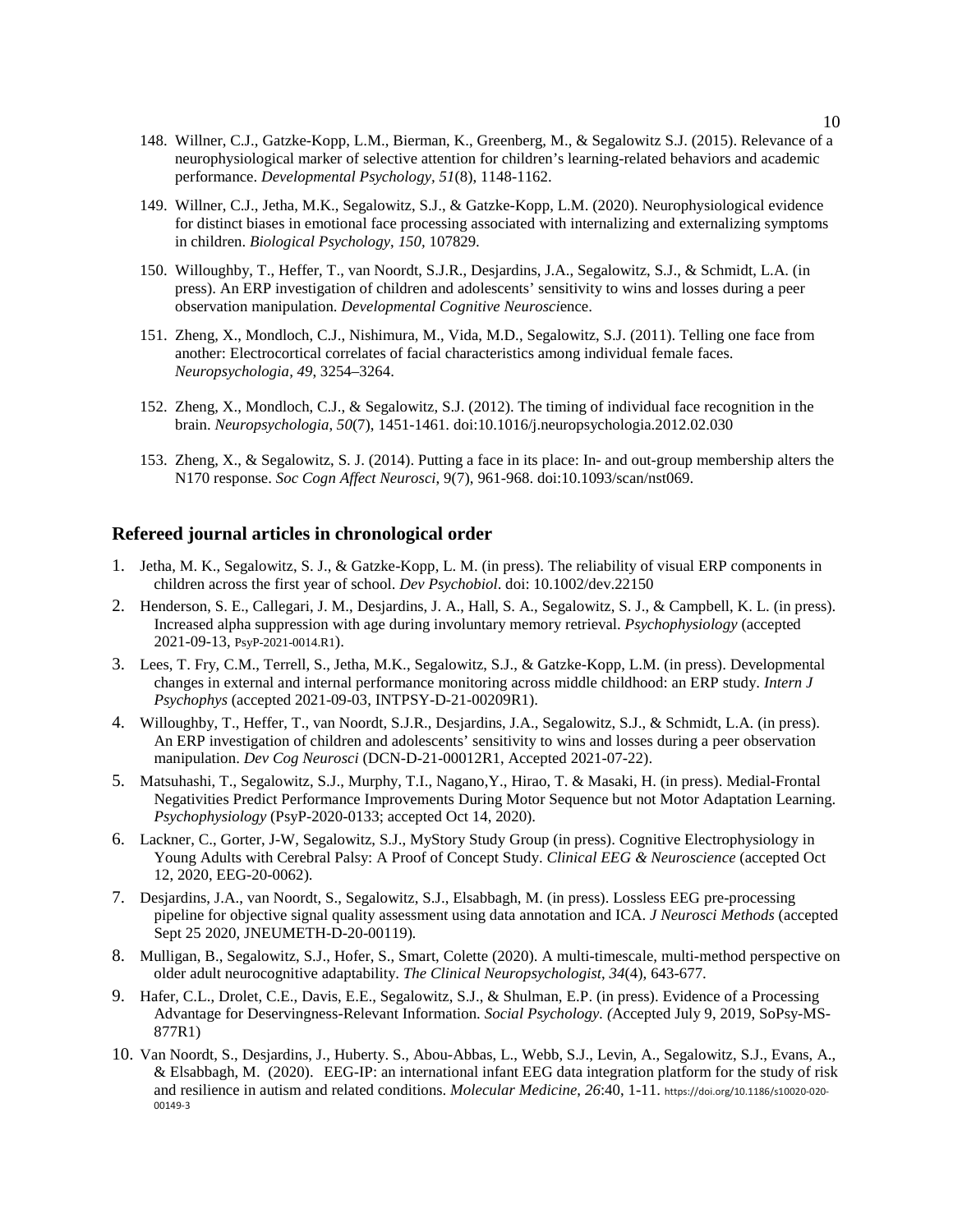148. Willner, C.J., Gatzke-Kopp, L.M., Bierman, K., Greenberg, M., & Segalowitz S.J. (2015). Relevance of a neurophysiological marker of selective attention for children's learning-related behaviors and academic performance. *Developmental Psychology, 51*(8), 1148-1162.

149. Willner, C.J., Jetha, M.K., Segalowitz, S.J., & Gatzke-Kopp, L.M. (2020). Neurophysiological evidence for distinct biases in emotional face processing associated with internalizing and externalizing symptoms in children. *Biological Psychology*, *150,* 107829.

150. Willoughby, T., Heffer, T., van Noordt, S.J.R., Desjardins, J.A., Segalowitz, S.J., & Schmidt, L.A. (in press). An ERP investigation of children and adolescents' sensitivity to wins and losses during a peer observation manipulation. *Developmental Cognitive Neurosci*ence.

151. Zheng, X., Mondloch, C.J., Nishimura, M., Vida, M.D., Segalowitz, S.J. (2011). Telling one face from another: Electrocortical correlates of facial characteristics among individual female faces. *Neuropsychologia, 49*, 3254–3264.

152. Zheng, X., Mondloch, C.J., & Segalowitz, S.J. (2012). The timing of individual face recognition in the brain. *Neuropsychologia*, *50*(7), 1451-1461. doi:10.1016/j.neuropsychologia.2012.02.030

153. Zheng, X., & Segalowitz, S. J. (2014). Putting a face in its place: In- and out-group membership alters the N170 response. *Soc Cogn Affect Neurosci*, 9(7), 961-968. doi:10.1093/scan/nst069.

## Refereed journal articles in chronological order

1. Jetha, M. K., Segalowitz, S. J., & Gatzke-Kopp, L. M. (in press). The reliability of visual ERP components in children across the first year of school. *Dev Psychobiol*. doi: 10.1002/dev.22150

2. Henderson, S. E., Callegari, J. M., Desjardins, J. A., Hall, S. A., Segalowitz, S. J., & Campbell, K. L. (in press). Increased alpha suppression with age during involuntary memory retrieval. *Psychophysiology* (accepted 2021-09-13, PsyP-2021-0014.R1).

3. Lees, T. Fry, C.M., Terrell, S., Jetha, M.K., Segalowitz, S.J., & Gatzke-Kopp, L.M. (in press). Developmental changes in external and internal performance monitoring across middle childhood: an ERP study. *Intern J Psychophys* (accepted 2021-09-03, INTPSY-D-21-00209R1).

4. Willoughby, T., Heffer, T., van Noordt, S.J.R., Desjardins, J.A., Segalowitz, S.J., & Schmidt, L.A. (in press). An ERP investigation of children and adolescents' sensitivity to wins and losses during a peer observation manipulation. *Dev Cog Neurosci* (DCN-D-21-00012R1, Accepted 2021-07-22).

5. Matsuhashi, T., Segalowitz, S.J., Murphy, T.I., Nagano,Y., Hirao, T. & Masaki, H. (in press). Medial-Frontal Negativities Predict Performance Improvements During Motor Sequence but not Motor Adaptation Learning. *Psychophysiology* (PsyP-2020-0133; accepted Oct 14, 2020).

6. Lackner, C., Gorter, J-W, Segalowitz, S.J., MyStory Study Group (in press). Cognitive Electrophysiology in Young Adults with Cerebral Palsy: A Proof of Concept Study. *Clinical EEG & Neuroscience* (accepted Oct 12, 2020, EEG-20-0062).

7. Desjardins, J.A., van Noordt, S., Segalowitz, S.J., Elsabbagh, M. (in press). Lossless EEG pre-processing pipeline for objective signal quality assessment using data annotation and ICA. *J Neurosci Methods* (accepted Sept 25 2020, JNEUMETH-D-20-00119).

8. Mulligan, B., Segalowitz, S.J., Hofer, S., Smart, Colette (2020). A multi-timescale, multi-method perspective on older adult neurocognitive adaptability. *The Clinical Neuropsychologist*, *34*(4), 643-677.

9. Hafer, C.L., Drolet, C.E., Davis, E.E., Segalowitz, S.J., & Shulman, E.P. (in press). Evidence of a Processing Advantage for Deservingness-Relevant Information. *Social Psychology. (*Accepted July 9, 2019, SoPsy-MS-877R1)

10. Van Noordt, S., Desjardins, J., Huberty. S., Abou-Abbas, L., Webb, S.J., Levin, A., Segalowitz, S.J., Evans, A., & Elsabbagh, M. (2020). EEG-IP: an international infant EEG data integration platform for the study of risk and resilience in autism and related conditions. *Molecular Medicine*, *26*:40, 1-11. https://doi.org/10.1186/s10020-020-00149-3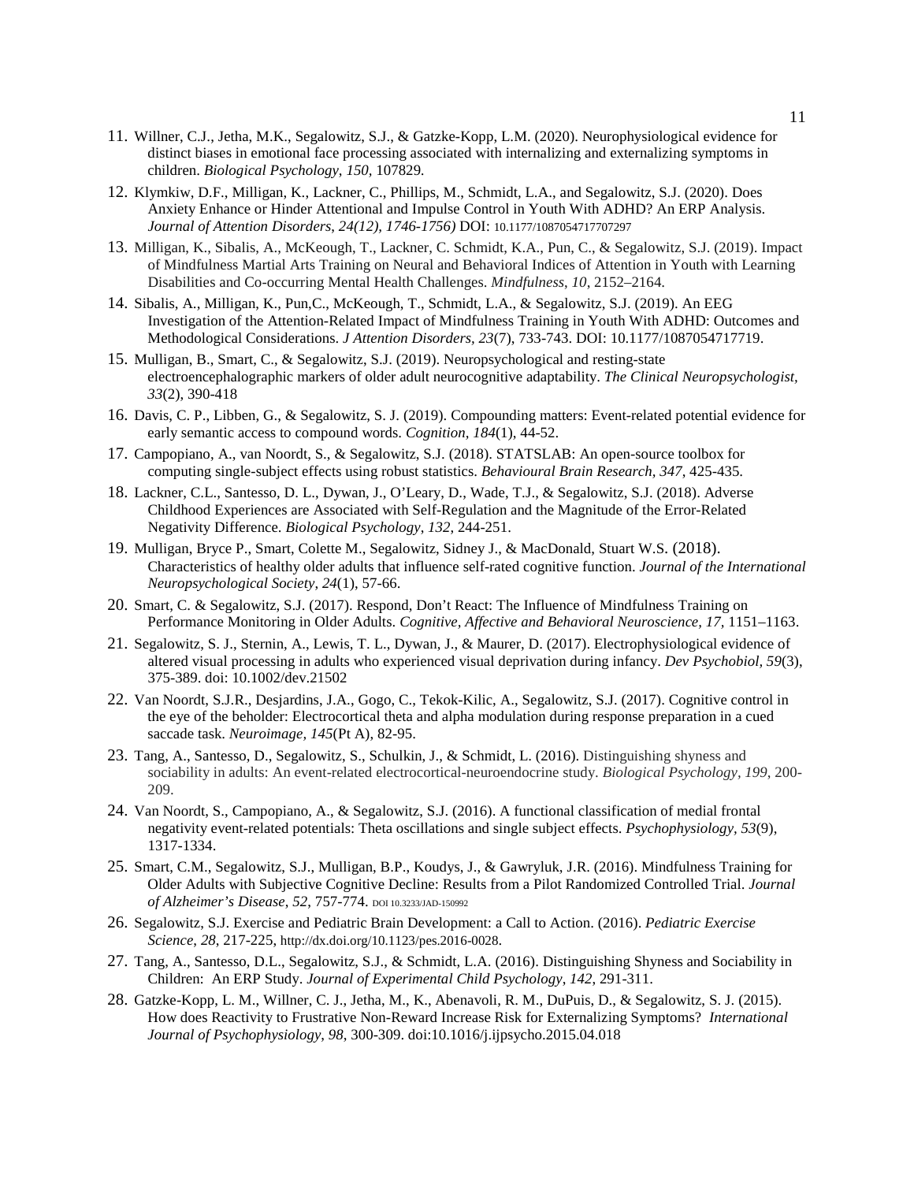11. Willner, C.J., Jetha, M.K., Segalowitz, S.J., & Gatzke-Kopp, L.M. (2020). Neurophysiological evidence for distinct biases in emotional face processing associated with internalizing and externalizing symptoms in children. *Biological Psychology*, *150*, 107829.
12. Klymkiw, D.F., Milligan, K., Lackner, C., Phillips, M., Schmidt, L.A., and Segalowitz, S.J. (2020). Does Anxiety Enhance or Hinder Attentional and Impulse Control in Youth With ADHD? An ERP Analysis. *Journal of Attention Disorders, 24(12), 1746-1756)* DOI: 10.1177/1087054717707297
13. Milligan, K., Sibalis, A., McKeough, T., Lackner, C. Schmidt, K.A., Pun, C., & Segalowitz, S.J. (2019). Impact of Mindfulness Martial Arts Training on Neural and Behavioral Indices of Attention in Youth with Learning Disabilities and Co-occurring Mental Health Challenges. *Mindfulness*, *10*, 2152–2164.
14. Sibalis, A., Milligan, K., Pun,C., McKeough, T., Schmidt, L.A., & Segalowitz, S.J. (2019). An EEG Investigation of the Attention-Related Impact of Mindfulness Training in Youth With ADHD: Outcomes and Methodological Considerations. *J Attention Disorders, 23*(7), 733-743. DOI: 10.1177/1087054717719.
15. Mulligan, B., Smart, C., & Segalowitz, S.J. (2019). Neuropsychological and resting-state electroencephalographic markers of older adult neurocognitive adaptability. *The Clinical Neuropsychologist, 33*(2), 390-418
16. Davis, C. P., Libben, G., & Segalowitz, S. J. (2019). Compounding matters: Event-related potential evidence for early semantic access to compound words. *Cognition, 184*(1), 44-52.
17. Campopiano, A., van Noordt, S., & Segalowitz, S.J. (2018). STATSLAB: An open-source toolbox for computing single-subject effects using robust statistics. *Behavioural Brain Research, 347*, 425-435.
18. Lackner, C.L., Santesso, D. L., Dywan, J., O'Leary, D., Wade, T.J., & Segalowitz, S.J. (2018). Adverse Childhood Experiences are Associated with Self-Regulation and the Magnitude of the Error-Related Negativity Difference. *Biological Psychology*, *132*, 244-251.
19. Mulligan, Bryce P., Smart, Colette M., Segalowitz, Sidney J., & MacDonald, Stuart W.S. (2018). Characteristics of healthy older adults that influence self-rated cognitive function. *Journal of the International Neuropsychological Society*, *24*(1), 57-66.
20. Smart, C. & Segalowitz, S.J. (2017). Respond, Don't React: The Influence of Mindfulness Training on Performance Monitoring in Older Adults. *Cognitive, Affective and Behavioral Neuroscience, 17*, 1151–1163.
21. Segalowitz, S. J., Sternin, A., Lewis, T. L., Dywan, J., & Maurer, D. (2017). Electrophysiological evidence of altered visual processing in adults who experienced visual deprivation during infancy. *Dev Psychobiol, 59*(3), 375-389. doi: 10.1002/dev.21502
22. Van Noordt, S.J.R., Desjardins, J.A., Gogo, C., Tekok-Kilic, A., Segalowitz, S.J. (2017). Cognitive control in the eye of the beholder: Electrocortical theta and alpha modulation during response preparation in a cued saccade task. *Neuroimage, 145*(Pt A), 82-95.
23. Tang, A., Santesso, D., Segalowitz, S., Schulkin, J., & Schmidt, L. (2016). Distinguishing shyness and sociability in adults: An event-related electrocortical-neuroendocrine study. *Biological Psychology*, *199*, 200-209.
24. Van Noordt, S., Campopiano, A., & Segalowitz, S.J. (2016). A functional classification of medial frontal negativity event-related potentials: Theta oscillations and single subject effects. *Psychophysiology, 53*(9), 1317-1334.
25. Smart, C.M., Segalowitz, S.J., Mulligan, B.P., Koudys, J., & Gawryluk, J.R. (2016). Mindfulness Training for Older Adults with Subjective Cognitive Decline: Results from a Pilot Randomized Controlled Trial. *Journal of Alzheimer's Disease*, *52*, 757-774. DOI 10.3233/JAD-150992
26. Segalowitz, S.J. Exercise and Pediatric Brain Development: a Call to Action. (2016). *Pediatric Exercise Science*, *28*, 217-225, http://dx.doi.org/10.1123/pes.2016-0028.
27. Tang, A., Santesso, D.L., Segalowitz, S.J., & Schmidt, L.A. (2016). Distinguishing Shyness and Sociability in Children: An ERP Study. *Journal of Experimental Child Psychology*, *142*, 291-311.
28. Gatzke-Kopp, L. M., Willner, C. J., Jetha, M., K., Abenavoli, R. M., DuPuis, D., & Segalowitz, S. J. (2015). How does Reactivity to Frustrative Non-Reward Increase Risk for Externalizing Symptoms? *International Journal of Psychophysiology*, *98*, 300-309. doi:10.1016/j.ijpsycho.2015.04.018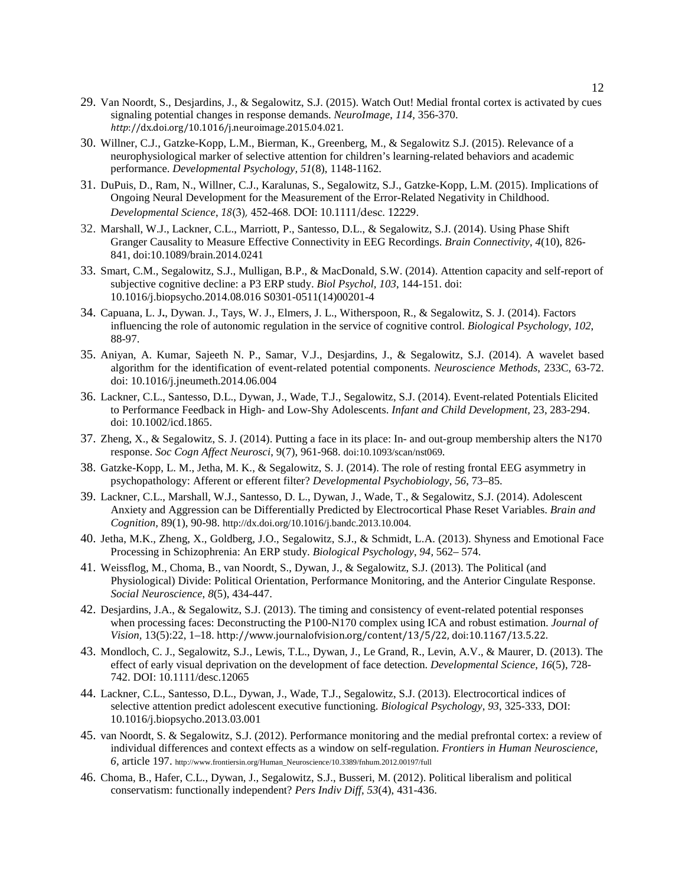29. Van Noordt, S., Desjardins, J., & Segalowitz, S.J. (2015). Watch Out! Medial frontal cortex is activated by cues signaling potential changes in response demands. *NeuroImage*, *114*, 356-370. *http*://dx.doi.org/10.1016/j.neuroimage.2015.04.021.
30. Willner, C.J., Gatzke-Kopp, L.M., Bierman, K., Greenberg, M., & Segalowitz S.J. (2015). Relevance of a neurophysiological marker of selective attention for children's learning-related behaviors and academic performance. *Developmental Psychology*, *51*(8), 1148-1162.
31. DuPuis, D., Ram, N., Willner, C.J., Karalunas, S., Segalowitz, S.J., Gatzke-Kopp, L.M. (2015). Implications of Ongoing Neural Development for the Measurement of the Error-Related Negativity in Childhood. *Developmental Science*, *18*(3), 452-468. DOI: 10.1111/desc. 12229.
32. Marshall, W.J., Lackner, C.L., Marriott, P., Santesso, D.L., & Segalowitz, S.J. (2014). Using Phase Shift Granger Causality to Measure Effective Connectivity in EEG Recordings. *Brain Connectivity*, *4*(10), 826-841, doi:10.1089/brain.2014.0241
33. Smart, C.M., Segalowitz, S.J., Mulligan, B.P., & MacDonald, S.W. (2014). Attention capacity and self-report of subjective cognitive decline: a P3 ERP study. *Biol Psychol*, *103*, 144-151. doi: 10.1016/j.biopsycho.2014.08.016 S0301-0511(14)00201-4
34. Capuana, L. J**.**, Dywan. J., Tays, W. J., Elmers, J. L., Witherspoon, R., & Segalowitz, S. J. (2014). Factors influencing the role of autonomic regulation in the service of cognitive control. *Biological Psychology*, *102*, 88-97.
35. Aniyan, A. Kumar, Sajeeth N. P., Samar, V.J., Desjardins, J., & Segalowitz, S.J. (2014). A wavelet based algorithm for the identification of event-related potential components. *Neuroscience Methods*, 233C, 63-72. doi: 10.1016/j.jneumeth.2014.06.004
36. Lackner, C.L., Santesso, D.L., Dywan, J., Wade, T.J., Segalowitz, S.J. (2014). Event-related Potentials Elicited to Performance Feedback in High- and Low-Shy Adolescents. *Infant and Child Development,* 23, 283-294. doi: 10.1002/icd.1865.
37. Zheng, X., & Segalowitz, S. J. (2014). Putting a face in its place: In- and out-group membership alters the N170 response. *Soc Cogn Affect Neurosci*, 9(7), 961-968. doi:10.1093/scan/nst069.
38. Gatzke-Kopp, L. M., Jetha, M. K., & Segalowitz, S. J. (2014). The role of resting frontal EEG asymmetry in psychopathology: Afferent or efferent filter? *Developmental Psychobiology*, *56*, 73–85.
39. Lackner, C.L., Marshall, W.J., Santesso, D. L., Dywan, J., Wade, T., & Segalowitz, S.J. (2014). Adolescent Anxiety and Aggression can be Differentially Predicted by Electrocortical Phase Reset Variables. *Brain and Cognition,* 89(1), 90-98. http://dx.doi.org/10.1016/j.bandc.2013.10.004.
40. Jetha, M.K., Zheng, X., Goldberg, J.O., Segalowitz, S.J., & Schmidt, L.A. (2013). Shyness and Emotional Face Processing in Schizophrenia: An ERP study. *Biological Psychology*, *94*, 562– 574.
41. Weissflog, M., Choma, B., van Noordt, S., Dywan, J., & Segalowitz, S.J. (2013). The Political (and Physiological) Divide: Political Orientation, Performance Monitoring, and the Anterior Cingulate Response. *Social Neuroscience*, *8*(5), 434-447.
42. Desjardins, J.A., & Segalowitz, S.J. (2013). The timing and consistency of event-related potential responses when processing faces: Deconstructing the P100-N170 complex using ICA and robust estimation. *Journal of Vision*, 13(5):22, 1–18. http://www.journalofvision.org/content/13/5/22, doi:10.1167/13.5.22.
43. Mondloch, C. J., Segalowitz, S.J., Lewis, T.L., Dywan, J., Le Grand, R., Levin, A.V., & Maurer, D. (2013). The effect of early visual deprivation on the development of face detection. *Developmental Science*, *16*(5), 728-742. DOI: 10.1111/desc.12065
44. Lackner, C.L., Santesso, D.L., Dywan, J., Wade, T.J., Segalowitz, S.J. (2013). Electrocortical indices of selective attention predict adolescent executive functioning. *Biological Psychology*, *93*, 325-333, DOI: 10.1016/j.biopsycho.2013.03.001
45. van Noordt, S. & Segalowitz, S.J. (2012). Performance monitoring and the medial prefrontal cortex: a review of individual differences and context effects as a window on self-regulation. *Frontiers in Human Neuroscience*, *6*, article 197. http://www.frontiersin.org/Human_Neuroscience/10.3389/fnhum.2012.00197/full
46. Choma, B., Hafer, C.L., Dywan, J., Segalowitz, S.J., Busseri, M. (2012). Political liberalism and political conservatism: functionally independent? *Pers Indiv Diff*, *53*(4), 431-436.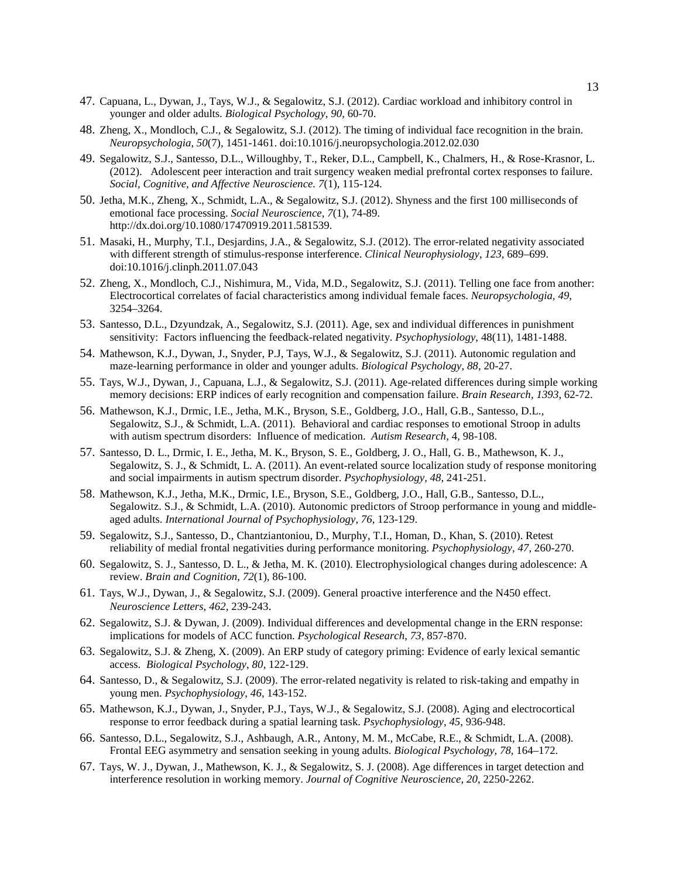47. Capuana, L., Dywan, J., Tays, W.J., & Segalowitz, S.J. (2012). Cardiac workload and inhibitory control in younger and older adults. *Biological Psychology*, *90*, 60-70.

48. Zheng, X., Mondloch, C.J., & Segalowitz, S.J. (2012). The timing of individual face recognition in the brain. *Neuropsychologia*, *50*(7), 1451-1461. doi:10.1016/j.neuropsychologia.2012.02.030

49. Segalowitz, S.J., Santesso, D.L., Willoughby, T., Reker, D.L., Campbell, K., Chalmers, H., & Rose-Krasnor, L. (2012). Adolescent peer interaction and trait surgency weaken medial prefrontal cortex responses to failure. *Social, Cognitive, and Affective Neuroscience. 7*(1), 115-124.

50. Jetha, M.K., Zheng, X., Schmidt, L.A., & Segalowitz, S.J. (2012). Shyness and the first 100 milliseconds of emotional face processing. *Social Neuroscience, 7*(1), 74-89. http://dx.doi.org/10.1080/17470919.2011.581539.

51. Masaki, H., Murphy, T.I., Desjardins, J.A., & Segalowitz, S.J. (2012). The error-related negativity associated with different strength of stimulus-response interference. *Clinical Neurophysiology*, *123*, 689–699. doi:10.1016/j.clinph.2011.07.043

52. Zheng, X., Mondloch, C.J., Nishimura, M., Vida, M.D., Segalowitz, S.J. (2011). Telling one face from another: Electrocortical correlates of facial characteristics among individual female faces. *Neuropsychologia*, *49*, 3254–3264.

53. Santesso, D.L., Dzyundzak, A., Segalowitz, S.J. (2011). Age, sex and individual differences in punishment sensitivity: Factors influencing the feedback-related negativity. *Psychophysiology*, 48(11), 1481-1488.

54. Mathewson, K.J., Dywan, J., Snyder, P.J, Tays, W.J., & Segalowitz, S.J. (2011). Autonomic regulation and maze-learning performance in older and younger adults. *Biological Psychology*, *88*, 20-27.

55. Tays, W.J., Dywan, J., Capuana, L.J., & Segalowitz, S.J. (2011). Age-related differences during simple working memory decisions: ERP indices of early recognition and compensation failure. *Brain Research*, *1393*, 62-72.

56. Mathewson, K.J., Drmic, I.E., Jetha, M.K., Bryson, S.E., Goldberg, J.O., Hall, G.B., Santesso, D.L., Segalowitz, S.J., & Schmidt, L.A. (2011). Behavioral and cardiac responses to emotional Stroop in adults with autism spectrum disorders: Influence of medication. *Autism Research*, 4, 98-108.

57. Santesso, D. L., Drmic, I. E., Jetha, M. K., Bryson, S. E., Goldberg, J. O., Hall, G. B., Mathewson, K. J., Segalowitz, S. J., & Schmidt, L. A. (2011). An event-related source localization study of response monitoring and social impairments in autism spectrum disorder. *Psychophysiology*, *48*, 241-251.

58. Mathewson, K.J., Jetha, M.K., Drmic, I.E., Bryson, S.E., Goldberg, J.O., Hall, G.B., Santesso, D.L., Segalowitz. S.J., & Schmidt, L.A. (2010). Autonomic predictors of Stroop performance in young and middle-aged adults. *International Journal of Psychophysiology, 76*, 123-129.

59. Segalowitz, S.J., Santesso, D., Chantziantoniou, D., Murphy, T.I., Homan, D., Khan, S. (2010). Retest reliability of medial frontal negativities during performance monitoring. *Psychophysiology*, *47*, 260-270.

60. Segalowitz, S. J., Santesso, D. L., & Jetha, M. K. (2010). Electrophysiological changes during adolescence: A review. *Brain and Cognition*, *72*(1), 86-100.

61. Tays, W.J., Dywan, J., & Segalowitz, S.J. (2009). General proactive interference and the N450 effect. *Neuroscience Letters*, *462*, 239-243.

62. Segalowitz, S.J. & Dywan, J. (2009). Individual differences and developmental change in the ERN response: implications for models of ACC function. *Psychological Research*, *73*, 857-870.

63. Segalowitz, S.J. & Zheng, X. (2009). An ERP study of category priming: Evidence of early lexical semantic access. *Biological Psychology*, *80*, 122-129.

64. Santesso, D., & Segalowitz, S.J. (2009). The error-related negativity is related to risk-taking and empathy in young men. *Psychophysiology*, *46*, 143-152.

65. Mathewson, K.J., Dywan, J., Snyder, P.J., Tays, W.J., & Segalowitz, S.J. (2008). Aging and electrocortical response to error feedback during a spatial learning task. *Psychophysiology, 45*, 936-948.

66. Santesso, D.L., Segalowitz, S.J., Ashbaugh, A.R., Antony, M. M., McCabe, R.E., & Schmidt, L.A. (2008). Frontal EEG asymmetry and sensation seeking in young adults. *Biological Psychology, 78*, 164–172.

67. Tays, W. J., Dywan, J., Mathewson, K. J., & Segalowitz, S. J. (2008). Age differences in target detection and interference resolution in working memory. *Journal of Cognitive Neuroscience*, *20*, 2250-2262.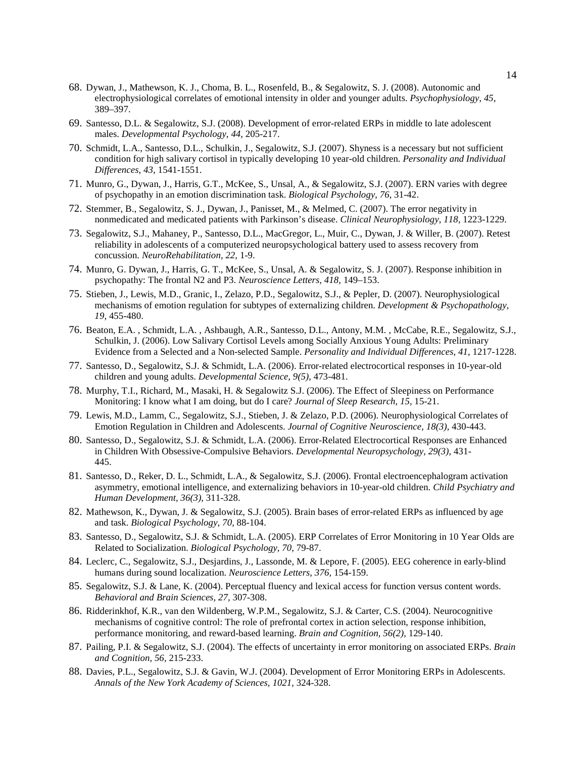68. Dywan, J., Mathewson, K. J., Choma, B. L., Rosenfeld, B., & Segalowitz, S. J. (2008). Autonomic and electrophysiological correlates of emotional intensity in older and younger adults. *Psychophysiology*, *45*, 389–397.
69. Santesso, D.L. & Segalowitz, S.J. (2008). Development of error-related ERPs in middle to late adolescent males. *Developmental Psychology, 44,* 205-217.
70. Schmidt, L.A., Santesso, D.L., Schulkin, J., Segalowitz, S.J. (2007). Shyness is a necessary but not sufficient condition for high salivary cortisol in typically developing 10 year-old children. *Personality and Individual Differences*, *43*, 1541-1551.
71. Munro, G., Dywan, J., Harris, G.T., McKee, S., Unsal, A., & Segalowitz, S.J. (2007). ERN varies with degree of psychopathy in an emotion discrimination task. *Biological Psychology, 76*, 31-42.
72. Stemmer, B., Segalowitz, S. J., Dywan, J., Panisset, M., & Melmed, C. (2007). The error negativity in nonmedicated and medicated patients with Parkinson's disease. *Clinical Neurophysiology*, *118,* 1223-1229.
73. Segalowitz, S.J., Mahaney, P., Santesso, D.L., MacGregor, L., Muir, C., Dywan, J. & Willer, B. (2007). Retest reliability in adolescents of a computerized neuropsychological battery used to assess recovery from concussion. *NeuroRehabilitation, 22,* 1-9.
74. Munro, G. Dywan, J., Harris, G. T., McKee, S., Unsal, A. & Segalowitz, S. J. (2007). Response inhibition in psychopathy: The frontal N2 and P3. *Neuroscience Letters, 418,* 149–153.
75. Stieben, J., Lewis, M.D., Granic, I., Zelazo, P.D., Segalowitz, S.J., & Pepler, D. (2007). Neurophysiological mechanisms of emotion regulation for subtypes of externalizing children. *Development & Psychopathology, 19,* 455-480.
76. Beaton, E.A. , Schmidt, L.A. , Ashbaugh, A.R., Santesso, D.L., Antony, M.M. , McCabe, R.E., Segalowitz, S.J., Schulkin, J. (2006). Low Salivary Cortisol Levels among Socially Anxious Young Adults: Preliminary Evidence from a Selected and a Non-selected Sample. *Personality and Individual Differences, 41,* 1217-1228.
77. Santesso, D., Segalowitz, S.J. & Schmidt, L.A. (2006). Error-related electrocortical responses in 10-year-old children and young adults. *Developmental Science, 9(5),* 473-481.
78. Murphy, T.I., Richard, M., Masaki, H. & Segalowitz S.J. (2006). The Effect of Sleepiness on Performance Monitoring: I know what I am doing, but do I care? *Journal of Sleep Research, 15,* 15-21.
79. Lewis, M.D., Lamm, C., Segalowitz, S.J., Stieben, J. & Zelazo, P.D. (2006). Neurophysiological Correlates of Emotion Regulation in Children and Adolescents. *Journal of Cognitive Neuroscience, 18(3),* 430-443.
80. Santesso, D., Segalowitz, S.J. & Schmidt, L.A. (2006). Error-Related Electrocortical Responses are Enhanced in Children With Obsessive-Compulsive Behaviors. *Developmental Neuropsychology, 29(3),* 431-445.
81. Santesso, D., Reker, D. L., Schmidt, L.A., & Segalowitz, S.J. (2006). Frontal electroencephalogram activation asymmetry, emotional intelligence, and externalizing behaviors in 10-year-old children. *Child Psychiatry and Human Development, 36(3),* 311-328.
82. Mathewson, K., Dywan, J. & Segalowitz, S.J. (2005). Brain bases of error-related ERPs as influenced by age and task. *Biological Psychology, 70,* 88-104.
83. Santesso, D., Segalowitz, S.J. & Schmidt, L.A. (2005). ERP Correlates of Error Monitoring in 10 Year Olds are Related to Socialization. *Biological Psychology, 70,* 79-87.
84. Leclerc, C., Segalowitz, S.J., Desjardins, J., Lassonde, M. & Lepore, F. (2005). EEG coherence in early-blind humans during sound localization. *Neuroscience Letters, 376,* 154-159.
85. Segalowitz, S.J. & Lane, K. (2004). Perceptual fluency and lexical access for function versus content words. *Behavioral and Brain Sciences, 27,* 307-308.
86. Ridderinkhof, K.R., van den Wildenberg, W.P.M., Segalowitz, S.J. & Carter, C.S. (2004). Neurocognitive mechanisms of cognitive control: The role of prefrontal cortex in action selection, response inhibition, performance monitoring, and reward-based learning. *Brain and Cognition, 56(2),* 129-140.
87. Pailing, P.I. & Segalowitz, S.J. (2004). The effects of uncertainty in error monitoring on associated ERPs. *Brain and Cognition, 56*, 215-233.
88. Davies, P.L., Segalowitz, S.J. & Gavin, W.J. (2004). Development of Error Monitoring ERPs in Adolescents. *Annals of the New York Academy of Sciences, 1021,* 324-328.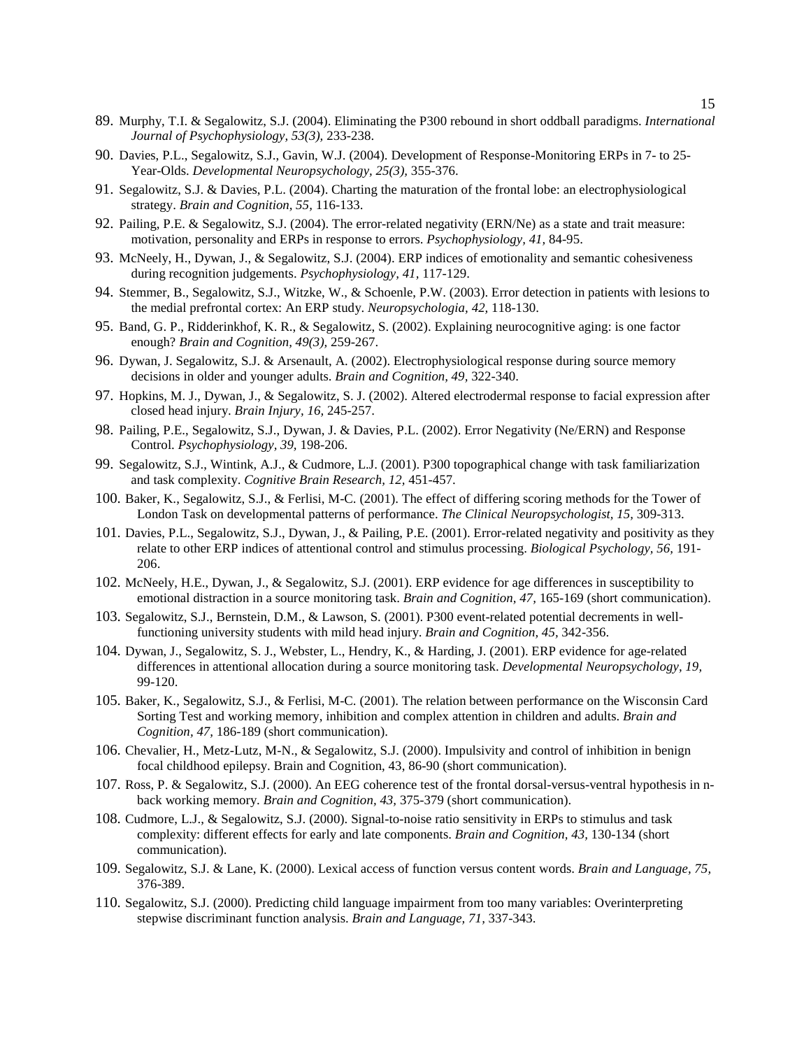89. Murphy, T.I. & Segalowitz, S.J. (2004). Eliminating the P300 rebound in short oddball paradigms. *International Journal of Psychophysiology, 53(3),* 233-238.
90. Davies, P.L., Segalowitz, S.J., Gavin, W.J. (2004). Development of Response-Monitoring ERPs in 7- to 25-Year-Olds. *Developmental Neuropsychology, 25(3),* 355-376.
91. Segalowitz, S.J. & Davies, P.L. (2004). Charting the maturation of the frontal lobe: an electrophysiological strategy. *Brain and Cognition, 55,* 116-133.
92. Pailing, P.E. & Segalowitz, S.J. (2004). The error-related negativity (ERN/Ne) as a state and trait measure: motivation, personality and ERPs in response to errors. *Psychophysiology, 41,* 84-95.
93. McNeely, H., Dywan, J., & Segalowitz, S.J. (2004). ERP indices of emotionality and semantic cohesiveness during recognition judgements. *Psychophysiology, 41,* 117-129.
94. Stemmer, B., Segalowitz, S.J., Witzke, W., & Schoenle, P.W. (2003). Error detection in patients with lesions to the medial prefrontal cortex: An ERP study. *Neuropsychologia, 42,* 118-130.
95. Band, G. P., Ridderinkhof, K. R., & Segalowitz, S. (2002). Explaining neurocognitive aging: is one factor enough? *Brain and Cognition, 49(3),* 259-267.
96. Dywan, J. Segalowitz, S.J. & Arsenault, A. (2002). Electrophysiological response during source memory decisions in older and younger adults. *Brain and Cognition, 49,* 322-340.
97. Hopkins, M. J., Dywan, J., & Segalowitz, S. J. (2002). Altered electrodermal response to facial expression after closed head injury. *Brain Injury, 16,* 245-257.
98. Pailing, P.E., Segalowitz, S.J., Dywan, J. & Davies, P.L. (2002). Error Negativity (Ne/ERN) and Response Control. *Psychophysiology, 39,* 198-206.
99. Segalowitz, S.J., Wintink, A.J., & Cudmore, L.J. (2001). P300 topographical change with task familiarization and task complexity. *Cognitive Brain Research, 12,* 451-457.
100. Baker, K., Segalowitz, S.J., & Ferlisi, M-C. (2001). The effect of differing scoring methods for the Tower of London Task on developmental patterns of performance. *The Clinical Neuropsychologist, 15,* 309-313.
101. Davies, P.L., Segalowitz, S.J., Dywan, J., & Pailing, P.E. (2001). Error-related negativity and positivity as they relate to other ERP indices of attentional control and stimulus processing. *Biological Psychology, 56,* 191-206.
102. McNeely, H.E., Dywan, J., & Segalowitz, S.J. (2001). ERP evidence for age differences in susceptibility to emotional distraction in a source monitoring task. *Brain and Cognition, 47,* 165-169 (short communication).
103. Segalowitz, S.J., Bernstein, D.M., & Lawson, S. (2001). P300 event-related potential decrements in well-functioning university students with mild head injury. *Brain and Cognition, 45,* 342-356.
104. Dywan, J., Segalowitz, S. J., Webster, L., Hendry, K., & Harding, J. (2001). ERP evidence for age-related differences in attentional allocation during a source monitoring task. *Developmental Neuropsychology, 19,* 99-120.
105. Baker, K., Segalowitz, S.J., & Ferlisi, M-C. (2001). The relation between performance on the Wisconsin Card Sorting Test and working memory, inhibition and complex attention in children and adults. *Brain and Cognition, 47,* 186-189 (short communication).
106. Chevalier, H., Metz-Lutz, M-N., & Segalowitz, S.J. (2000). Impulsivity and control of inhibition in benign focal childhood epilepsy. Brain and Cognition, 43, 86-90 (short communication).
107. Ross, P. & Segalowitz, S.J. (2000). An EEG coherence test of the frontal dorsal-versus-ventral hypothesis in n-back working memory. *Brain and Cognition, 43,* 375-379 (short communication).
108. Cudmore, L.J., & Segalowitz, S.J. (2000). Signal-to-noise ratio sensitivity in ERPs to stimulus and task complexity: different effects for early and late components. *Brain and Cognition, 43,* 130-134 (short communication).
109. Segalowitz, S.J. & Lane, K. (2000). Lexical access of function versus content words. *Brain and Language, 75,* 376-389.
110. Segalowitz, S.J. (2000). Predicting child language impairment from too many variables: Overinterpreting stepwise discriminant function analysis. *Brain and Language, 71,* 337-343.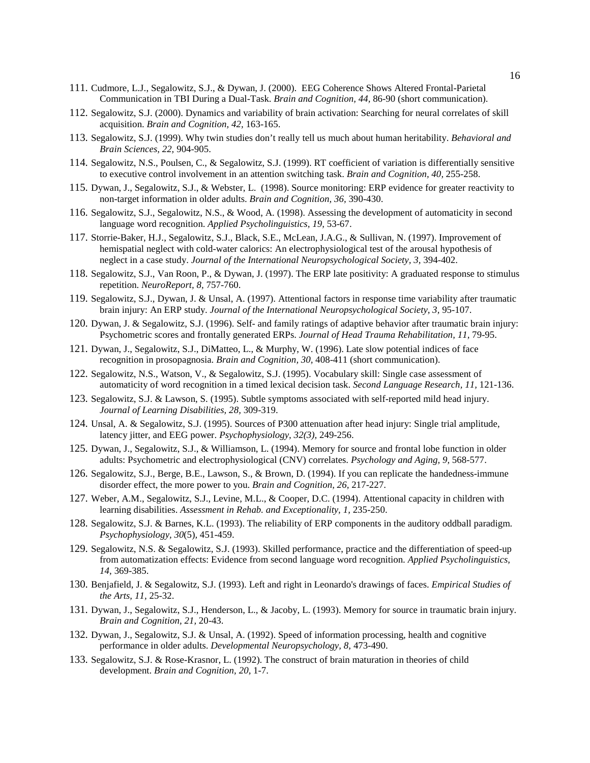111. Cudmore, L.J., Segalowitz, S.J., & Dywan, J. (2000). EEG Coherence Shows Altered Frontal-Parietal Communication in TBI During a Dual-Task. *Brain and Cognition, 44*, 86-90 (short communication).

112. Segalowitz, S.J. (2000). Dynamics and variability of brain activation: Searching for neural correlates of skill acquisition. *Brain and Cognition, 42,* 163-165.

113. Segalowitz, S.J. (1999). Why twin studies don't really tell us much about human heritability. *Behavioral and Brain Sciences, 22,* 904-905.

114. Segalowitz, N.S., Poulsen, C., & Segalowitz, S.J. (1999). RT coefficient of variation is differentially sensitive to executive control involvement in an attention switching task. *Brain and Cognition, 40,* 255-258.

115. Dywan, J., Segalowitz, S.J., & Webster, L. (1998). Source monitoring: ERP evidence for greater reactivity to non-target information in older adults. *Brain and Cognition, 36,* 390-430.

116. Segalowitz, S.J., Segalowitz, N.S., & Wood, A. (1998). Assessing the development of automaticity in second language word recognition. *Applied Psycholinguistics, 19,* 53-67.

117. Storrie-Baker, H.J., Segalowitz, S.J., Black, S.E., McLean, J.A.G., & Sullivan, N. (1997). Improvement of hemispatial neglect with cold-water calorics: An electrophysiological test of the arousal hypothesis of neglect in a case study. *Journal of the International Neuropsychological Society, 3,* 394-402.

118. Segalowitz, S.J., Van Roon, P., & Dywan, J. (1997). The ERP late positivity: A graduated response to stimulus repetition. *NeuroReport, 8,* 757-760.

119. Segalowitz, S.J., Dywan, J. & Unsal, A. (1997). Attentional factors in response time variability after traumatic brain injury: An ERP study. *Journal of the International Neuropsychological Society, 3,* 95-107.

120. Dywan, J. & Segalowitz, S.J. (1996). Self- and family ratings of adaptive behavior after traumatic brain injury: Psychometric scores and frontally generated ERPs. *Journal of Head Trauma Rehabilitation, 11,* 79-95.

121. Dywan, J., Segalowitz, S.J., DiMatteo, L., & Murphy, W. (1996). Late slow potential indices of face recognition in prosopagnosia. *Brain and Cognition, 30,* 408-411 (short communication).

122. Segalowitz, N.S., Watson, V., & Segalowitz, S.J. (1995). Vocabulary skill: Single case assessment of automaticity of word recognition in a timed lexical decision task. *Second Language Research, 11,* 121-136.

123. Segalowitz, S.J. & Lawson, S. (1995). Subtle symptoms associated with self-reported mild head injury. *Journal of Learning Disabilities, 28,* 309-319.

124. Unsal, A. & Segalowitz, S.J. (1995). Sources of P300 attenuation after head injury: Single trial amplitude, latency jitter, and EEG power. *Psychophysiology, 32(3),* 249-256.

125. Dywan, J., Segalowitz, S.J., & Williamson, L. (1994). Memory for source and frontal lobe function in older adults: Psychometric and electrophysiological (CNV) correlates. *Psychology and Aging, 9,* 568-577.

126. Segalowitz, S.J., Berge, B.E., Lawson, S., & Brown, D. (1994). If you can replicate the handedness-immune disorder effect, the more power to you. *Brain and Cognition, 26,* 217-227.

127. Weber, A.M., Segalowitz, S.J., Levine, M.L., & Cooper, D.C. (1994). Attentional capacity in children with learning disabilities. *Assessment in Rehab. and Exceptionality, 1,* 235-250.

128. Segalowitz, S.J. & Barnes, K.L. (1993). The reliability of ERP components in the auditory oddball paradigm. *Psychophysiology, 30*(5), 451-459.

129. Segalowitz, N.S. & Segalowitz, S.J. (1993). Skilled performance, practice and the differentiation of speed-up from automatization effects: Evidence from second language word recognition. *Applied Psycholinguistics, 14,* 369-385.

130. Benjafield, J. & Segalowitz, S.J. (1993). Left and right in Leonardo's drawings of faces. *Empirical Studies of the Arts, 11,* 25-32.

131. Dywan, J., Segalowitz, S.J., Henderson, L., & Jacoby, L. (1993). Memory for source in traumatic brain injury. *Brain and Cognition, 21,* 20-43.

132. Dywan, J., Segalowitz, S.J. & Unsal, A. (1992). Speed of information processing, health and cognitive performance in older adults. *Developmental Neuropsychology, 8,* 473-490.

133. Segalowitz, S.J. & Rose-Krasnor, L. (1992). The construct of brain maturation in theories of child development. *Brain and Cognition, 20,* 1-7.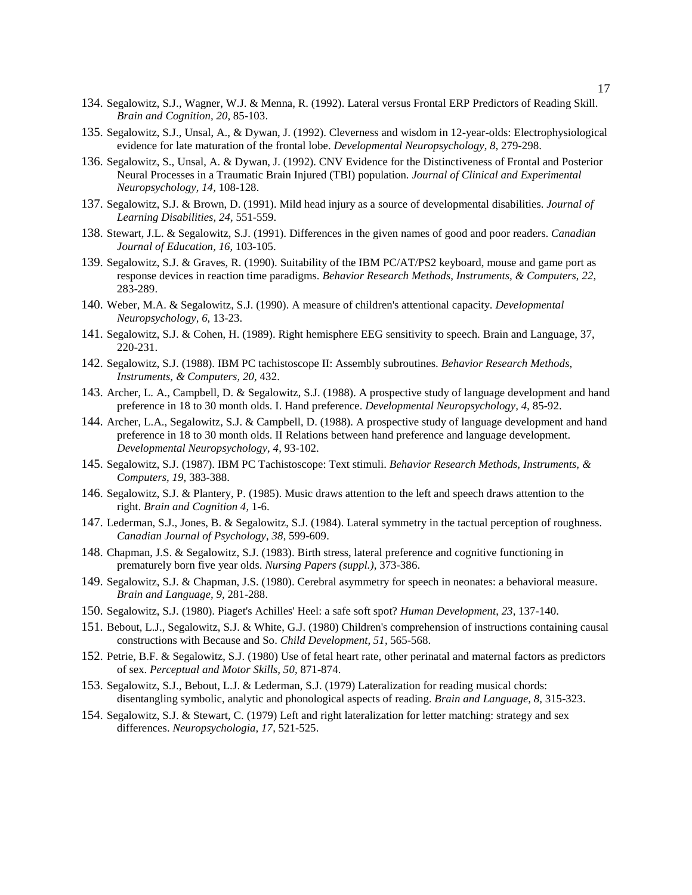134. Segalowitz, S.J., Wagner, W.J. & Menna, R. (1992). Lateral versus Frontal ERP Predictors of Reading Skill. *Brain and Cognition, 20,* 85-103.

135. Segalowitz, S.J., Unsal, A., & Dywan, J. (1992). Cleverness and wisdom in 12-year-olds: Electrophysiological evidence for late maturation of the frontal lobe. *Developmental Neuropsychology, 8,* 279-298.

136. Segalowitz, S., Unsal, A. & Dywan, J. (1992). CNV Evidence for the Distinctiveness of Frontal and Posterior Neural Processes in a Traumatic Brain Injured (TBI) population. *Journal of Clinical and Experimental Neuropsychology, 14,* 108-128.

137. Segalowitz, S.J. & Brown, D. (1991). Mild head injury as a source of developmental disabilities. *Journal of Learning Disabilities, 24,* 551-559.

138. Stewart, J.L. & Segalowitz, S.J. (1991). Differences in the given names of good and poor readers. *Canadian Journal of Education, 16,* 103-105.

139. Segalowitz, S.J. & Graves, R. (1990). Suitability of the IBM PC/AT/PS2 keyboard, mouse and game port as response devices in reaction time paradigms. *Behavior Research Methods, Instruments, & Computers, 22,* 283-289.

140. Weber, M.A. & Segalowitz, S.J. (1990). A measure of children's attentional capacity. *Developmental Neuropsychology, 6,* 13-23.

141. Segalowitz, S.J. & Cohen, H. (1989). Right hemisphere EEG sensitivity to speech. Brain and Language, 37, 220-231.

142. Segalowitz, S.J. (1988). IBM PC tachistoscope II: Assembly subroutines. *Behavior Research Methods, Instruments, & Computers, 20,* 432.

143. Archer, L. A., Campbell, D. & Segalowitz, S.J. (1988). A prospective study of language development and hand preference in 18 to 30 month olds. I. Hand preference. *Developmental Neuropsychology, 4,* 85-92.

144. Archer, L.A., Segalowitz, S.J. & Campbell, D. (1988). A prospective study of language development and hand preference in 18 to 30 month olds. II Relations between hand preference and language development. *Developmental Neuropsychology, 4,* 93-102.

145. Segalowitz, S.J. (1987). IBM PC Tachistoscope: Text stimuli. *Behavior Research Methods, Instruments, & Computers, 19,* 383-388.

146. Segalowitz, S.J. & Plantery, P. (1985). Music draws attention to the left and speech draws attention to the right. *Brain and Cognition 4,* 1-6.

147. Lederman, S.J., Jones, B. & Segalowitz, S.J. (1984). Lateral symmetry in the tactual perception of roughness. *Canadian Journal of Psychology, 38,* 599-609.

148. Chapman, J.S. & Segalowitz, S.J. (1983). Birth stress, lateral preference and cognitive functioning in prematurely born five year olds. *Nursing Papers (suppl.),* 373-386.

149. Segalowitz, S.J. & Chapman, J.S. (1980). Cerebral asymmetry for speech in neonates: a behavioral measure. *Brain and Language, 9,* 281-288.

150. Segalowitz, S.J. (1980). Piaget's Achilles' Heel: a safe soft spot? *Human Development*, *23*, 137-140.

151. Bebout, L.J., Segalowitz, S.J. & White, G.J. (1980) Children's comprehension of instructions containing causal constructions with Because and So. *Child Development, 51,* 565-568.

152. Petrie, B.F. & Segalowitz, S.J. (1980) Use of fetal heart rate, other perinatal and maternal factors as predictors of sex. *Perceptual and Motor Skills, 50,* 871-874.

153. Segalowitz, S.J., Bebout, L.J. & Lederman, S.J. (1979) Lateralization for reading musical chords: disentangling symbolic, analytic and phonological aspects of reading. *Brain and Language, 8,* 315-323.

154. Segalowitz, S.J. & Stewart, C. (1979) Left and right lateralization for letter matching: strategy and sex differences. *Neuropsychologia, 17,* 521-525.